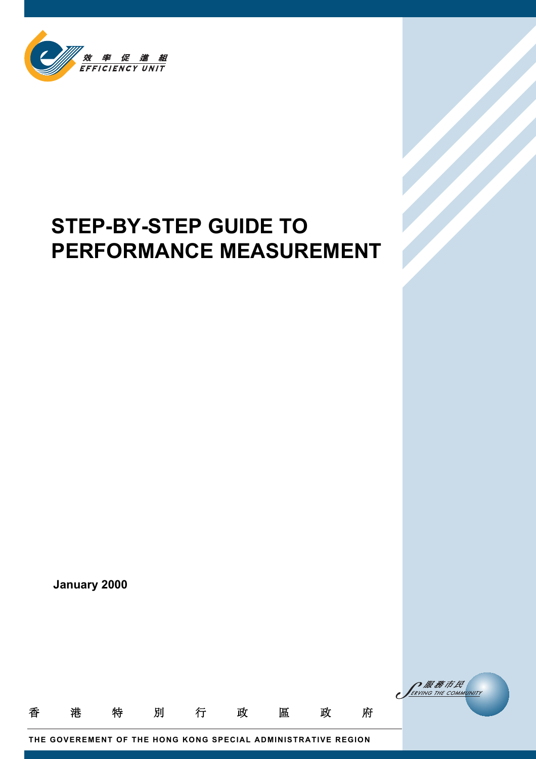效率促進組
EFFICIENCY UNIT

# STEP-BY-STEP GUIDE TO PERFORMANCE MEASUREMENT

**January 2000**

服務市民
SERVING THE COMMUNITY

香 港 特 別 行 政 區 政 府

**THE GOVEREMENT OF THE HONG KONG SPECIAL ADMINISTRATIVE REGION**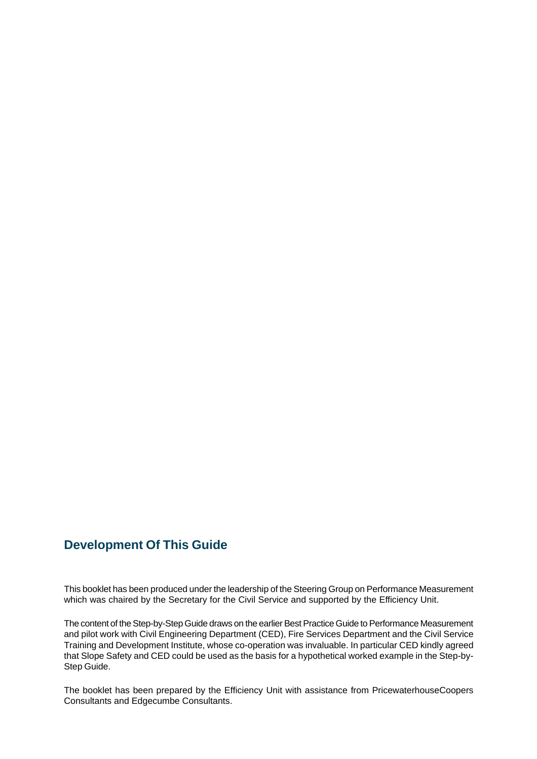## Development Of This Guide

This booklet has been produced under the leadership of the Steering Group on Performance Measurement which was chaired by the Secretary for the Civil Service and supported by the Efficiency Unit.

The content of the Step-by-Step Guide draws on the earlier Best Practice Guide to Performance Measurement and pilot work with Civil Engineering Department (CED), Fire Services Department and the Civil Service Training and Development Institute, whose co-operation was invaluable. In particular CED kindly agreed that Slope Safety and CED could be used as the basis for a hypothetical worked example in the Step-by-Step Guide.

The booklet has been prepared by the Efficiency Unit with assistance from PricewaterhouseCoopers Consultants and Edgecumbe Consultants.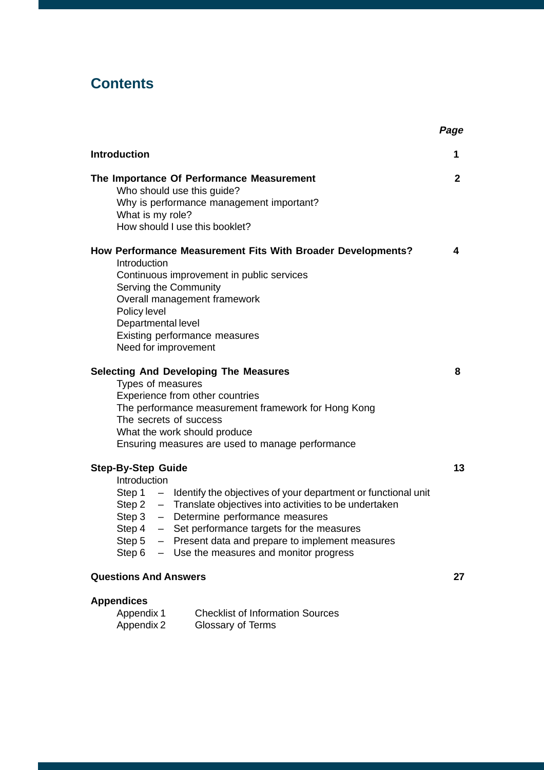# Contents

| | *Page* |
|---|---|
| **Introduction** | **1** |
| **The Importance Of Performance Measurement** | **2** |
| Who should use this guide? | |
| Why is performance management important? | |
| What is my role? | |
| How should I use this booklet? | |
| **How Performance Measurement Fits With Broader Developments?** | **4** |
| Introduction | |
| Continuous improvement in public services | |
| Serving the Community | |
| Overall management framework | |
| Policy level | |
| Departmental level | |
| Existing performance measures | |
| Need for improvement | |
| **Selecting And Developing The Measures** | **8** |
| Types of measures | |
| Experience from other countries | |
| The performance measurement framework for Hong Kong | |
| The secrets of success | |
| What the work should produce | |
| Ensuring measures are used to manage performance | |
| **Step-By-Step Guide** | **13** |
| Introduction | |
| Step 1 – Identify the objectives of your department or functional unit | |
| Step 2 – Translate objectives into activities to be undertaken | |
| Step 3 – Determine performance measures | |
| Step 4 – Set performance targets for the measures | |
| Step 5 – Present data and prepare to implement measures | |
| Step 6 – Use the measures and monitor progress | |
| **Questions And Answers** | **27** |
| **Appendices** | |
| Appendix 1 Checklist of Information Sources | |
| Appendix 2 Glossary of Terms | |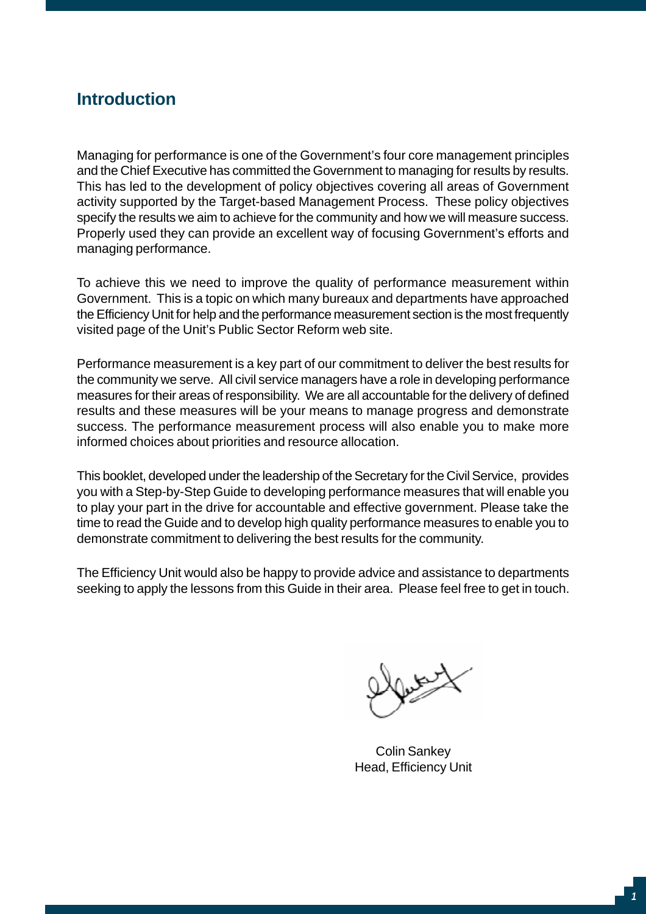## Introduction

Managing for performance is one of the Government's four core management principles and the Chief Executive has committed the Government to managing for results by results. This has led to the development of policy objectives covering all areas of Government activity supported by the Target-based Management Process. These policy objectives specify the results we aim to achieve for the community and how we will measure success. Properly used they can provide an excellent way of focusing Government's efforts and managing performance.

To achieve this we need to improve the quality of performance measurement within Government. This is a topic on which many bureaux and departments have approached the Efficiency Unit for help and the performance measurement section is the most frequently visited page of the Unit's Public Sector Reform web site.

Performance measurement is a key part of our commitment to deliver the best results for the community we serve. All civil service managers have a role in developing performance measures for their areas of responsibility. We are all accountable for the delivery of defined results and these measures will be your means to manage progress and demonstrate success. The performance measurement process will also enable you to make more informed choices about priorities and resource allocation.

This booklet, developed under the leadership of the Secretary for the Civil Service, provides you with a Step-by-Step Guide to developing performance measures that will enable you to play your part in the drive for accountable and effective government. Please take the time to read the Guide and to develop high quality performance measures to enable you to demonstrate commitment to delivering the best results for the community.

The Efficiency Unit would also be happy to provide advice and assistance to departments seeking to apply the lessons from this Guide in their area. Please feel free to get in touch.

Colin Sankey
Head, Efficiency Unit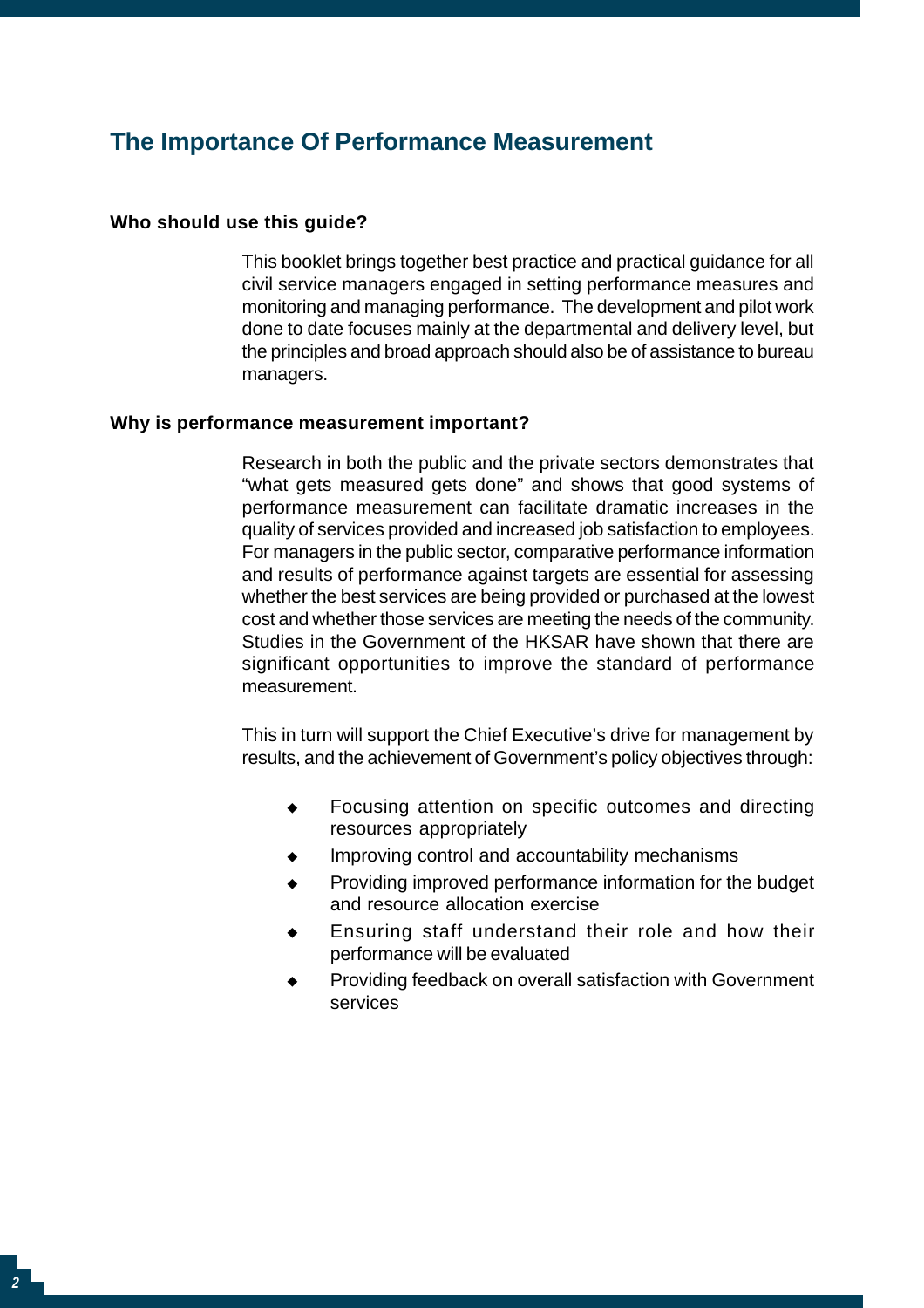# The Importance Of Performance Measurement

### Who should use this guide?

This booklet brings together best practice and practical guidance for all civil service managers engaged in setting performance measures and monitoring and managing performance. The development and pilot work done to date focuses mainly at the departmental and delivery level, but the principles and broad approach should also be of assistance to bureau managers.

### Why is performance measurement important?

Research in both the public and the private sectors demonstrates that "what gets measured gets done" and shows that good systems of performance measurement can facilitate dramatic increases in the quality of services provided and increased job satisfaction to employees. For managers in the public sector, comparative performance information and results of performance against targets are essential for assessing whether the best services are being provided or purchased at the lowest cost and whether those services are meeting the needs of the community. Studies in the Government of the HKSAR have shown that there are significant opportunities to improve the standard of performance measurement.

This in turn will support the Chief Executive's drive for management by results, and the achievement of Government's policy objectives through:

- Focusing attention on specific outcomes and directing resources appropriately
- Improving control and accountability mechanisms
- Providing improved performance information for the budget and resource allocation exercise
- Ensuring staff understand their role and how their performance will be evaluated
- Providing feedback on overall satisfaction with Government services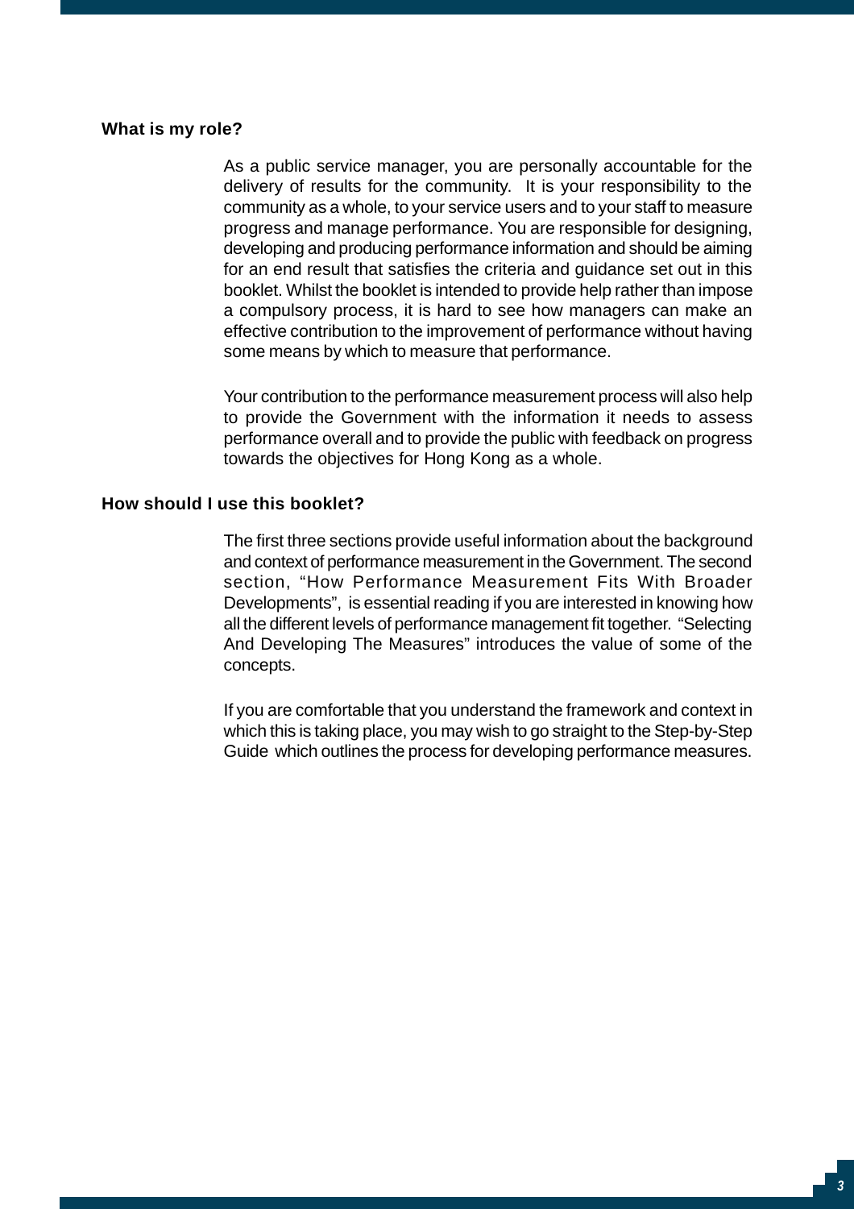### What is my role?

As a public service manager, you are personally accountable for the delivery of results for the community. It is your responsibility to the community as a whole, to your service users and to your staff to measure progress and manage performance. You are responsible for designing, developing and producing performance information and should be aiming for an end result that satisfies the criteria and guidance set out in this booklet. Whilst the booklet is intended to provide help rather than impose a compulsory process, it is hard to see how managers can make an effective contribution to the improvement of performance without having some means by which to measure that performance.

Your contribution to the performance measurement process will also help to provide the Government with the information it needs to assess performance overall and to provide the public with feedback on progress towards the objectives for Hong Kong as a whole.

### How should I use this booklet?

The first three sections provide useful information about the background and context of performance measurement in the Government. The second section, "How Performance Measurement Fits With Broader Developments", is essential reading if you are interested in knowing how all the different levels of performance management fit together. "Selecting And Developing The Measures" introduces the value of some of the concepts.

If you are comfortable that you understand the framework and context in which this is taking place, you may wish to go straight to the Step-by-Step Guide which outlines the process for developing performance measures.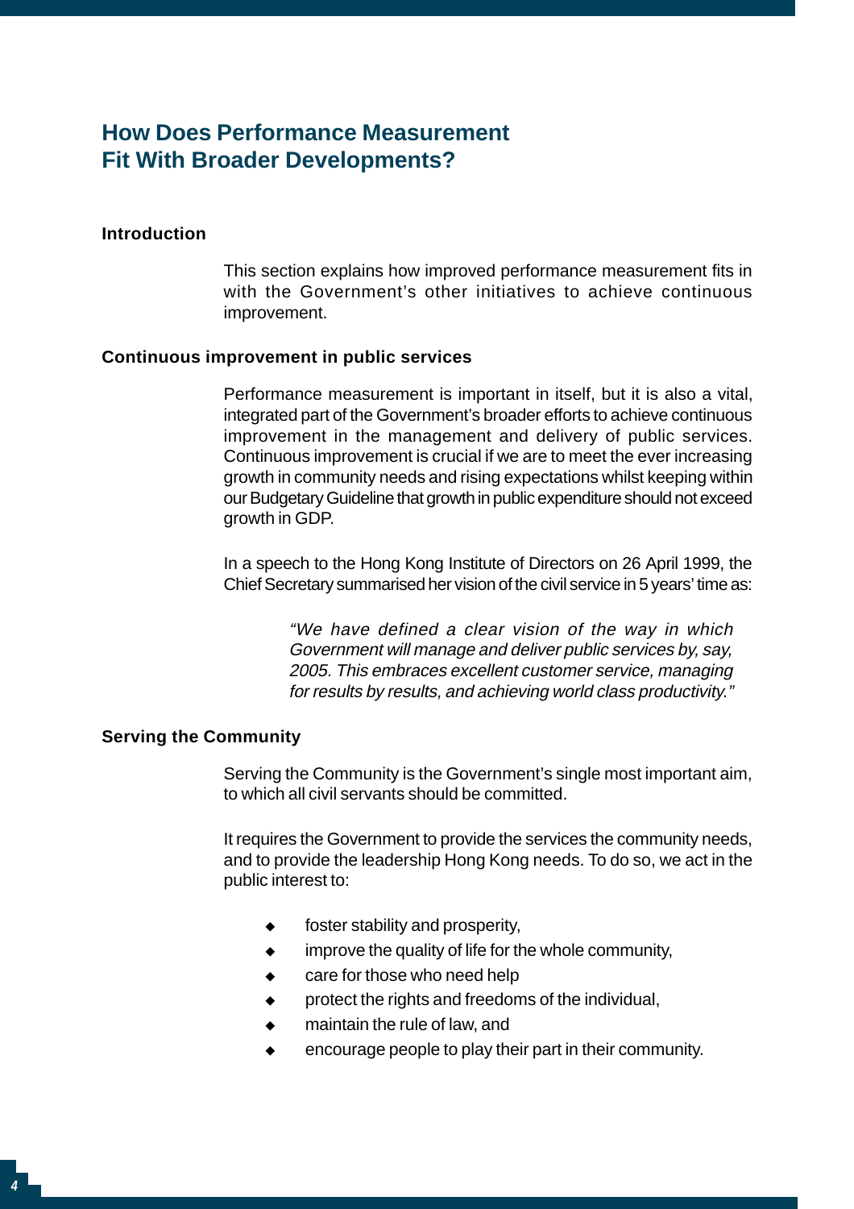## How Does Performance Measurement Fit With Broader Developments?

**Introduction**

This section explains how improved performance measurement fits in with the Government's other initiatives to achieve continuous improvement.

**Continuous improvement in public services**

Performance measurement is important in itself, but it is also a vital, integrated part of the Government's broader efforts to achieve continuous improvement in the management and delivery of public services. Continuous improvement is crucial if we are to meet the ever increasing growth in community needs and rising expectations whilst keeping within our Budgetary Guideline that growth in public expenditure should not exceed growth in GDP.

In a speech to the Hong Kong Institute of Directors on 26 April 1999, the Chief Secretary summarised her vision of the civil service in 5 years' time as:

> *"We have defined a clear vision of the way in which Government will manage and deliver public services by, say, 2005. This embraces excellent customer service, managing for results by results, and achieving world class productivity."*

**Serving the Community**

Serving the Community is the Government's single most important aim, to which all civil servants should be committed.

It requires the Government to provide the services the community needs, and to provide the leadership Hong Kong needs. To do so, we act in the public interest to:

- foster stability and prosperity,
- improve the quality of life for the whole community,
- care for those who need help
- protect the rights and freedoms of the individual,
- maintain the rule of law, and
- encourage people to play their part in their community.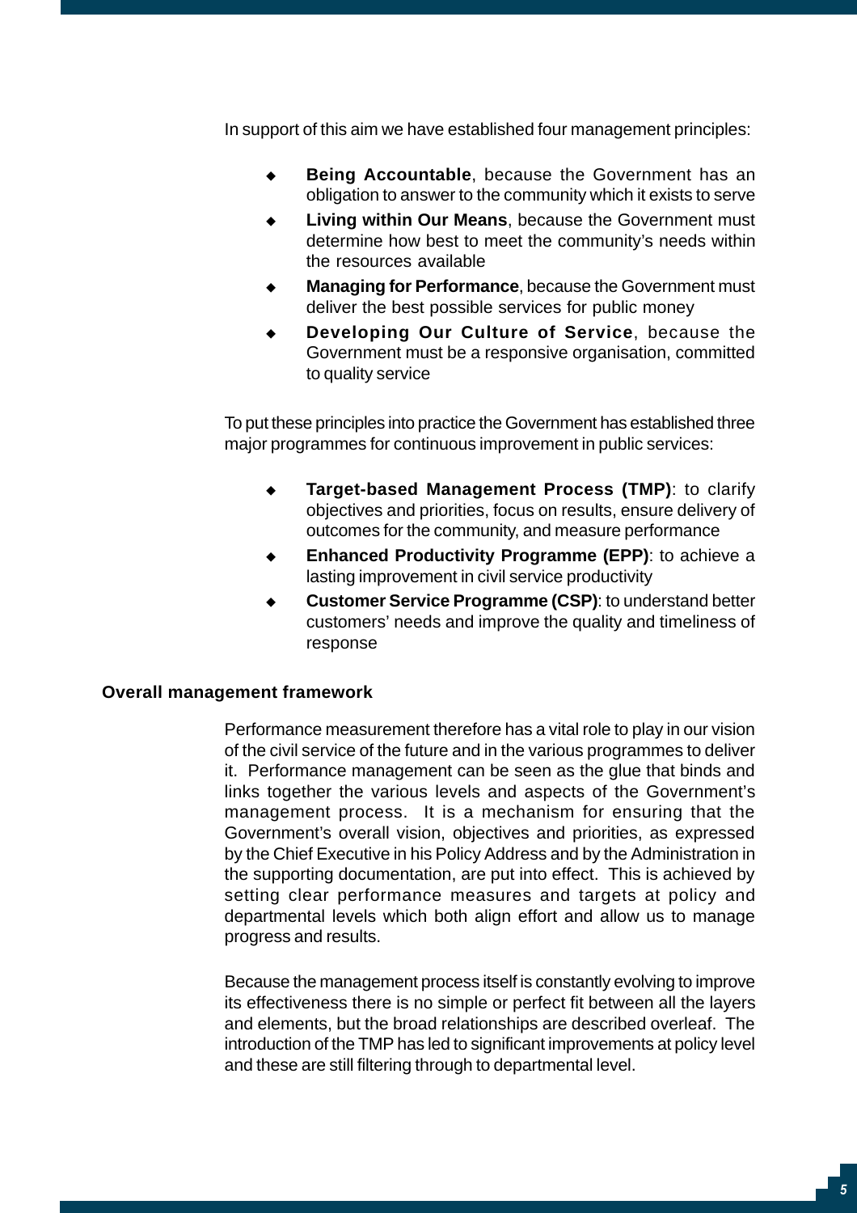In support of this aim we have established four management principles:

- **Being Accountable**, because the Government has an obligation to answer to the community which it exists to serve
- **Living within Our Means**, because the Government must determine how best to meet the community's needs within the resources available
- **Managing for Performance**, because the Government must deliver the best possible services for public money
- **Developing Our Culture of Service**, because the Government must be a responsive organisation, committed to quality service

To put these principles into practice the Government has established three major programmes for continuous improvement in public services:

- **Target-based Management Process (TMP)**: to clarify objectives and priorities, focus on results, ensure delivery of outcomes for the community, and measure performance
- **Enhanced Productivity Programme (EPP)**: to achieve a lasting improvement in civil service productivity
- **Customer Service Programme (CSP)**: to understand better customers' needs and improve the quality and timeliness of response

## Overall management framework

Performance measurement therefore has a vital role to play in our vision of the civil service of the future and in the various programmes to deliver it. Performance management can be seen as the glue that binds and links together the various levels and aspects of the Government's management process. It is a mechanism for ensuring that the Government's overall vision, objectives and priorities, as expressed by the Chief Executive in his Policy Address and by the Administration in the supporting documentation, are put into effect. This is achieved by setting clear performance measures and targets at policy and departmental levels which both align effort and allow us to manage progress and results.

Because the management process itself is constantly evolving to improve its effectiveness there is no simple or perfect fit between all the layers and elements, but the broad relationships are described overleaf. The introduction of the TMP has led to significant improvements at policy level and these are still filtering through to departmental level.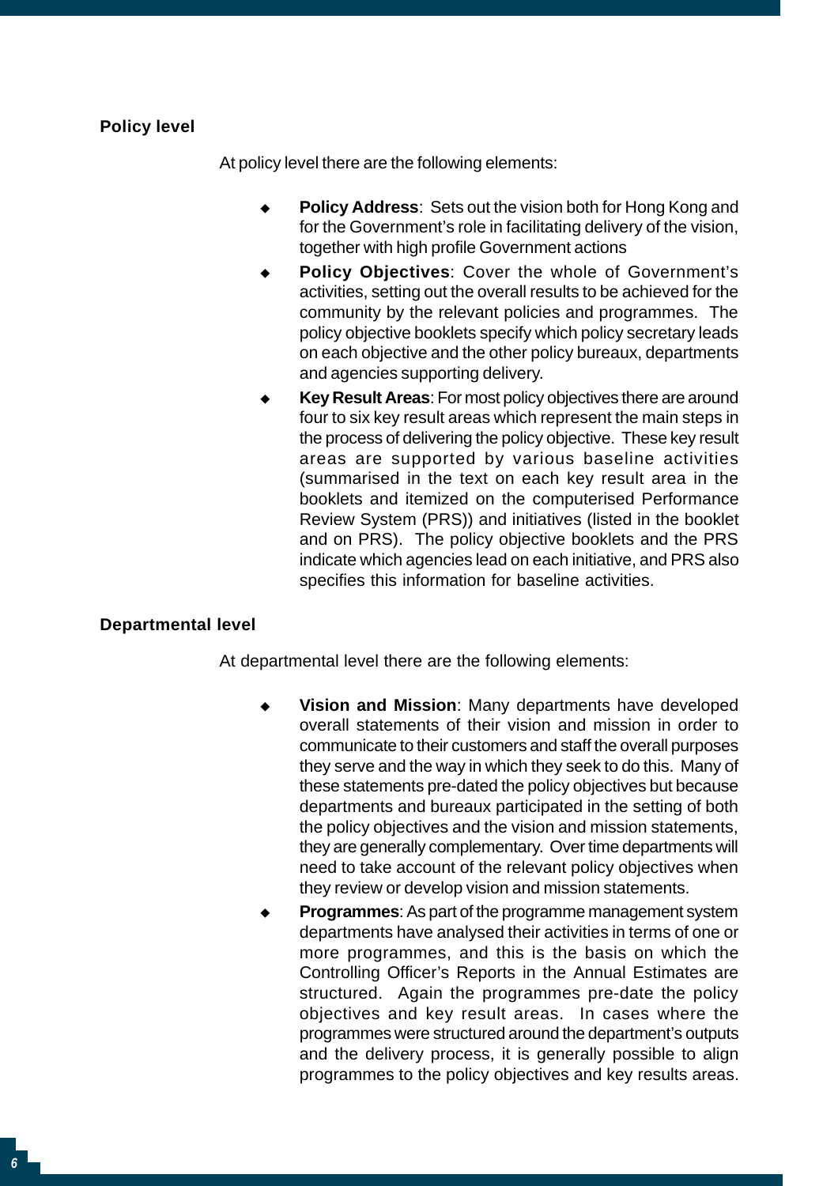### Policy level

At policy level there are the following elements:

- **Policy Address**: Sets out the vision both for Hong Kong and for the Government's role in facilitating delivery of the vision, together with high profile Government actions
- **Policy Objectives**: Cover the whole of Government's activities, setting out the overall results to be achieved for the community by the relevant policies and programmes. The policy objective booklets specify which policy secretary leads on each objective and the other policy bureaux, departments and agencies supporting delivery.
- **Key Result Areas**: For most policy objectives there are around four to six key result areas which represent the main steps in the process of delivering the policy objective. These key result areas are supported by various baseline activities (summarised in the text on each key result area in the booklets and itemized on the computerised Performance Review System (PRS)) and initiatives (listed in the booklet and on PRS). The policy objective booklets and the PRS indicate which agencies lead on each initiative, and PRS also specifies this information for baseline activities.

### Departmental level

At departmental level there are the following elements:

- **Vision and Mission**: Many departments have developed overall statements of their vision and mission in order to communicate to their customers and staff the overall purposes they serve and the way in which they seek to do this. Many of these statements pre-dated the policy objectives but because departments and bureaux participated in the setting of both the policy objectives and the vision and mission statements, they are generally complementary. Over time departments will need to take account of the relevant policy objectives when they review or develop vision and mission statements.
- **Programmes**: As part of the programme management system departments have analysed their activities in terms of one or more programmes, and this is the basis on which the Controlling Officer's Reports in the Annual Estimates are structured. Again the programmes pre-date the policy objectives and key result areas. In cases where the programmes were structured around the department's outputs and the delivery process, it is generally possible to align programmes to the policy objectives and key results areas.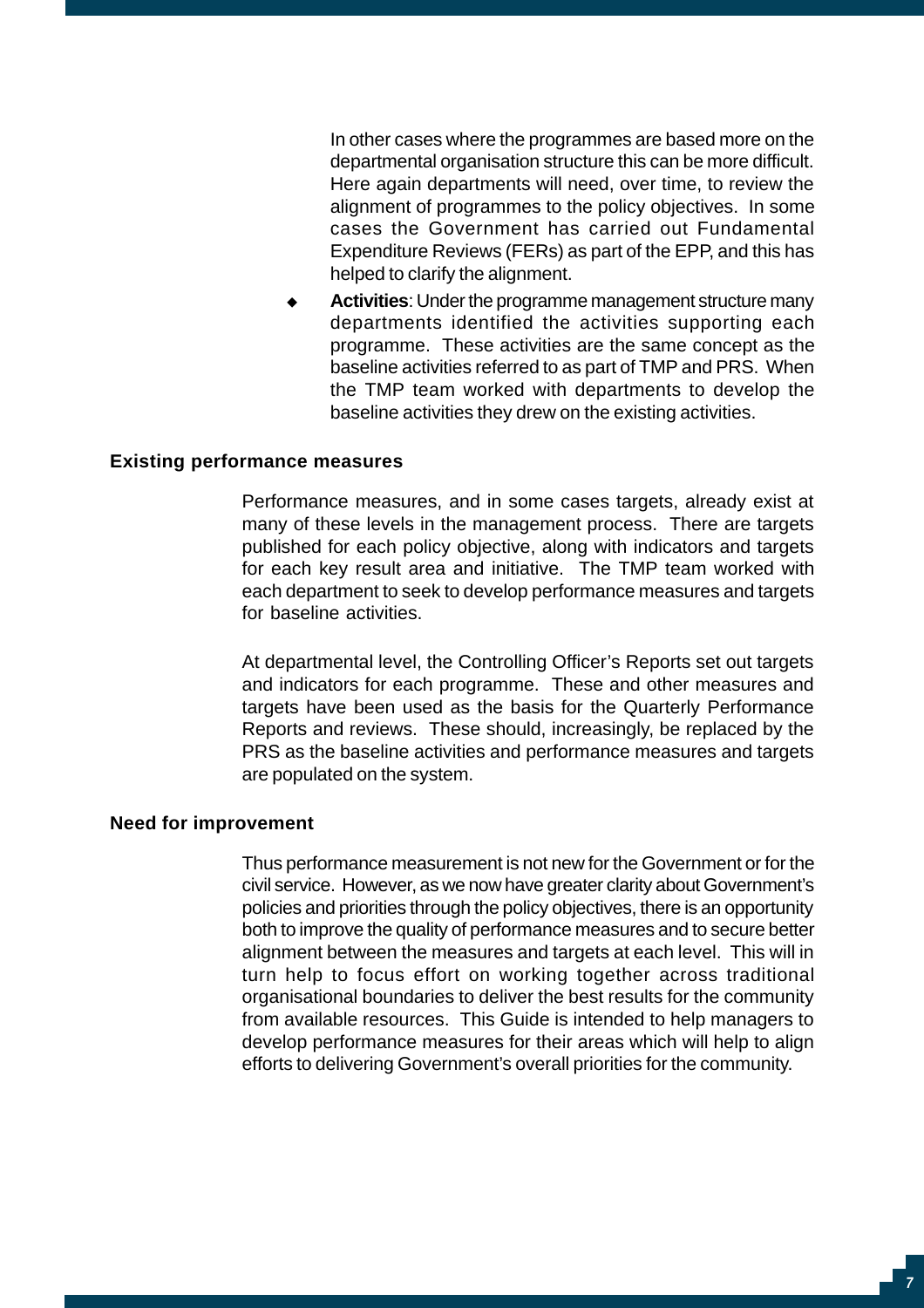In other cases where the programmes are based more on the departmental organisation structure this can be more difficult. Here again departments will need, over time, to review the alignment of programmes to the policy objectives. In some cases the Government has carried out Fundamental Expenditure Reviews (FERs) as part of the EPP, and this has helped to clarify the alignment.

- **Activities**: Under the programme management structure many departments identified the activities supporting each programme. These activities are the same concept as the baseline activities referred to as part of TMP and PRS. When the TMP team worked with departments to develop the baseline activities they drew on the existing activities.

**Existing performance measures**

Performance measures, and in some cases targets, already exist at many of these levels in the management process. There are targets published for each policy objective, along with indicators and targets for each key result area and initiative. The TMP team worked with each department to seek to develop performance measures and targets for baseline activities.

At departmental level, the Controlling Officer's Reports set out targets and indicators for each programme. These and other measures and targets have been used as the basis for the Quarterly Performance Reports and reviews. These should, increasingly, be replaced by the PRS as the baseline activities and performance measures and targets are populated on the system.

**Need for improvement**

Thus performance measurement is not new for the Government or for the civil service. However, as we now have greater clarity about Government's policies and priorities through the policy objectives, there is an opportunity both to improve the quality of performance measures and to secure better alignment between the measures and targets at each level. This will in turn help to focus effort on working together across traditional organisational boundaries to deliver the best results for the community from available resources. This Guide is intended to help managers to develop performance measures for their areas which will help to align efforts to delivering Government's overall priorities for the community.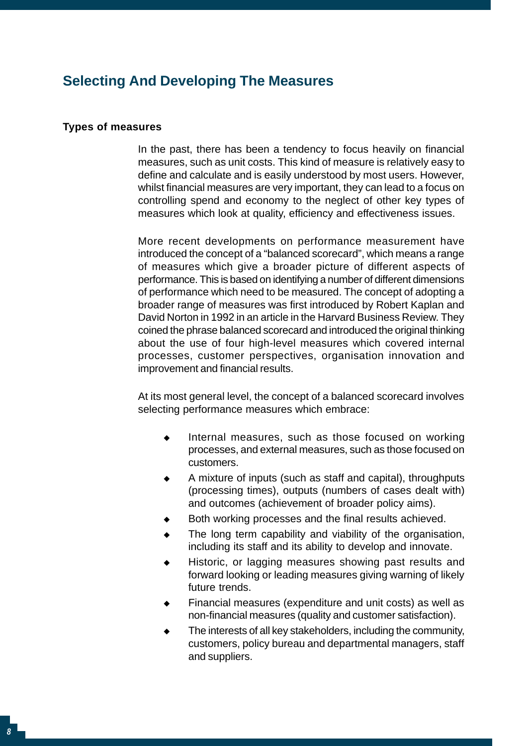## Selecting And Developing The Measures

### Types of measures

In the past, there has been a tendency to focus heavily on financial measures, such as unit costs. This kind of measure is relatively easy to define and calculate and is easily understood by most users. However, whilst financial measures are very important, they can lead to a focus on controlling spend and economy to the neglect of other key types of measures which look at quality, efficiency and effectiveness issues.

More recent developments on performance measurement have introduced the concept of a "balanced scorecard", which means a range of measures which give a broader picture of different aspects of performance. This is based on identifying a number of different dimensions of performance which need to be measured. The concept of adopting a broader range of measures was first introduced by Robert Kaplan and David Norton in 1992 in an article in the Harvard Business Review. They coined the phrase balanced scorecard and introduced the original thinking about the use of four high-level measures which covered internal processes, customer perspectives, organisation innovation and improvement and financial results.

At its most general level, the concept of a balanced scorecard involves selecting performance measures which embrace:

- Internal measures, such as those focused on working processes, and external measures, such as those focused on customers.
- A mixture of inputs (such as staff and capital), throughputs (processing times), outputs (numbers of cases dealt with) and outcomes (achievement of broader policy aims).
- Both working processes and the final results achieved.
- The long term capability and viability of the organisation, including its staff and its ability to develop and innovate.
- Historic, or lagging measures showing past results and forward looking or leading measures giving warning of likely future trends.
- Financial measures (expenditure and unit costs) as well as non-financial measures (quality and customer satisfaction).
- The interests of all key stakeholders, including the community, customers, policy bureau and departmental managers, staff and suppliers.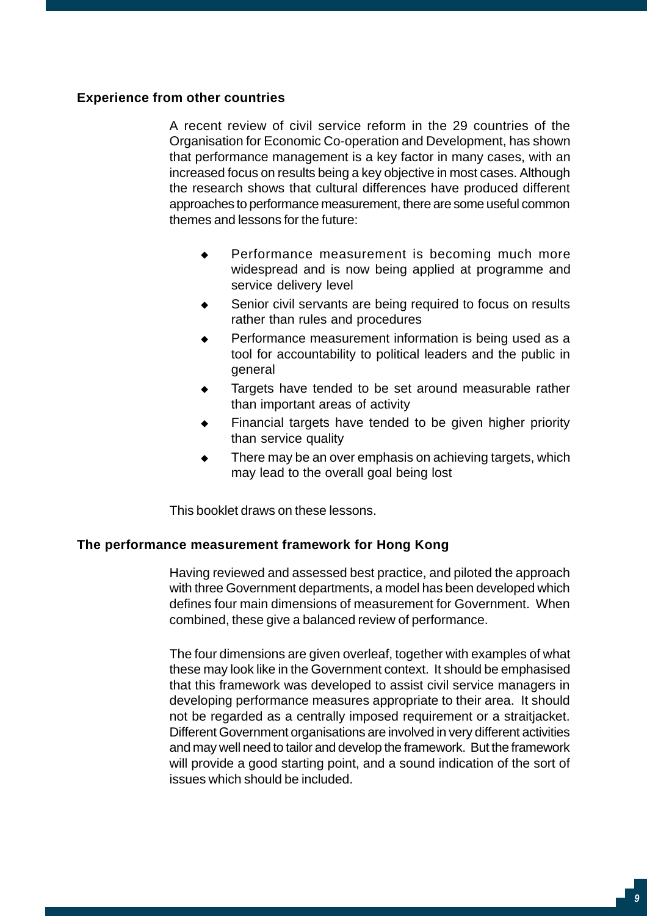## Experience from other countries

A recent review of civil service reform in the 29 countries of the Organisation for Economic Co-operation and Development, has shown that performance management is a key factor in many cases, with an increased focus on results being a key objective in most cases. Although the research shows that cultural differences have produced different approaches to performance measurement, there are some useful common themes and lessons for the future:

- Performance measurement is becoming much more widespread and is now being applied at programme and service delivery level
- Senior civil servants are being required to focus on results rather than rules and procedures
- Performance measurement information is being used as a tool for accountability to political leaders and the public in general
- Targets have tended to be set around measurable rather than important areas of activity
- Financial targets have tended to be given higher priority than service quality
- There may be an over emphasis on achieving targets, which may lead to the overall goal being lost

This booklet draws on these lessons.

## The performance measurement framework for Hong Kong

Having reviewed and assessed best practice, and piloted the approach with three Government departments, a model has been developed which defines four main dimensions of measurement for Government. When combined, these give a balanced review of performance.

The four dimensions are given overleaf, together with examples of what these may look like in the Government context. It should be emphasised that this framework was developed to assist civil service managers in developing performance measures appropriate to their area. It should not be regarded as a centrally imposed requirement or a straitjacket. Different Government organisations are involved in very different activities and may well need to tailor and develop the framework. But the framework will provide a good starting point, and a sound indication of the sort of issues which should be included.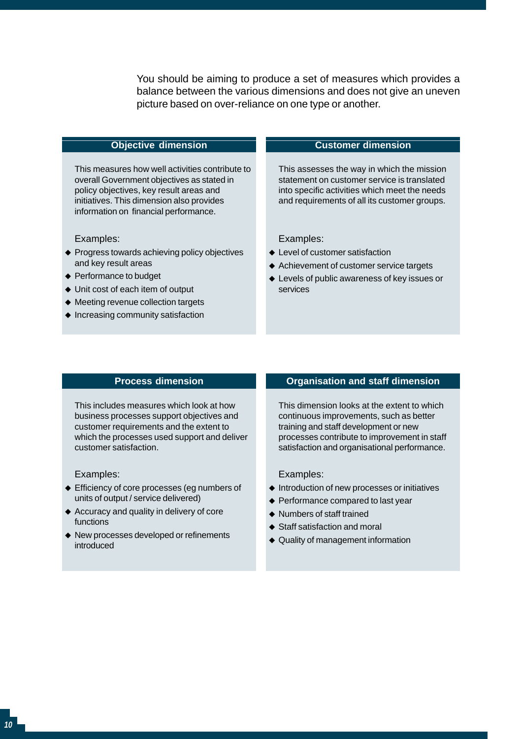You should be aiming to produce a set of measures which provides a balance between the various dimensions and does not give an uneven picture based on over-reliance on one type or another.

### Objective dimension

This measures how well activities contribute to overall Government objectives as stated in policy objectives, key result areas and initiatives. This dimension also provides information on financial performance.

Examples:

- Progress towards achieving policy objectives and key result areas
- Performance to budget
- Unit cost of each item of output
- Meeting revenue collection targets
- Increasing community satisfaction

### Customer dimension

This assesses the way in which the mission statement on customer service is translated into specific activities which meet the needs and requirements of all its customer groups.

Examples:

- Level of customer satisfaction
- Achievement of customer service targets
- Levels of public awareness of key issues or services

### Process dimension

This includes measures which look at how business processes support objectives and customer requirements and the extent to which the processes used support and deliver customer satisfaction.

Examples:

- Efficiency of core processes (eg numbers of units of output / service delivered)
- Accuracy and quality in delivery of core functions
- New processes developed or refinements introduced

### Organisation and staff dimension

This dimension looks at the extent to which continuous improvements, such as better training and staff development or new processes contribute to improvement in staff satisfaction and organisational performance.

Examples:

- Introduction of new processes or initiatives
- Performance compared to last year
- Numbers of staff trained
- Staff satisfaction and moral
- Quality of management information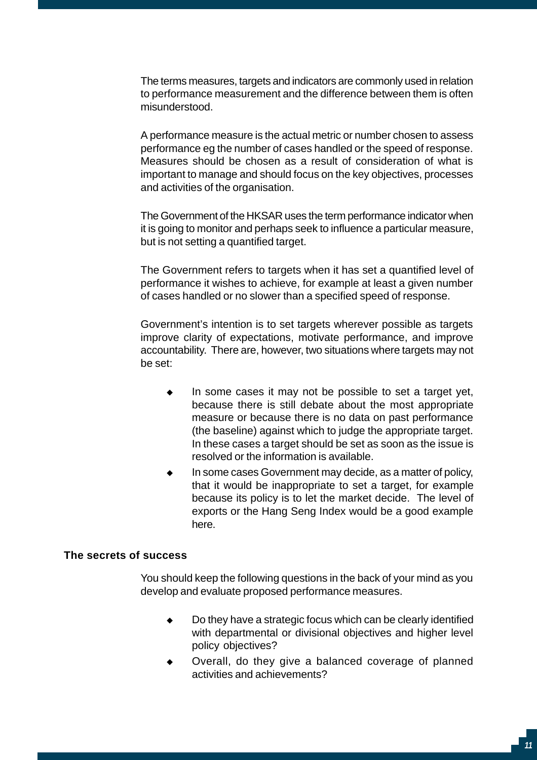The terms measures, targets and indicators are commonly used in relation to performance measurement and the difference between them is often misunderstood.

A performance measure is the actual metric or number chosen to assess performance eg the number of cases handled or the speed of response. Measures should be chosen as a result of consideration of what is important to manage and should focus on the key objectives, processes and activities of the organisation.

The Government of the HKSAR uses the term performance indicator when it is going to monitor and perhaps seek to influence a particular measure, but is not setting a quantified target.

The Government refers to targets when it has set a quantified level of performance it wishes to achieve, for example at least a given number of cases handled or no slower than a specified speed of response.

Government's intention is to set targets wherever possible as targets improve clarity of expectations, motivate performance, and improve accountability. There are, however, two situations where targets may not be set:

- In some cases it may not be possible to set a target yet, because there is still debate about the most appropriate measure or because there is no data on past performance (the baseline) against which to judge the appropriate target. In these cases a target should be set as soon as the issue is resolved or the information is available.
- In some cases Government may decide, as a matter of policy, that it would be inappropriate to set a target, for example because its policy is to let the market decide. The level of exports or the Hang Seng Index would be a good example here.

## The secrets of success

You should keep the following questions in the back of your mind as you develop and evaluate proposed performance measures.

- Do they have a strategic focus which can be clearly identified with departmental or divisional objectives and higher level policy objectives?
- Overall, do they give a balanced coverage of planned activities and achievements?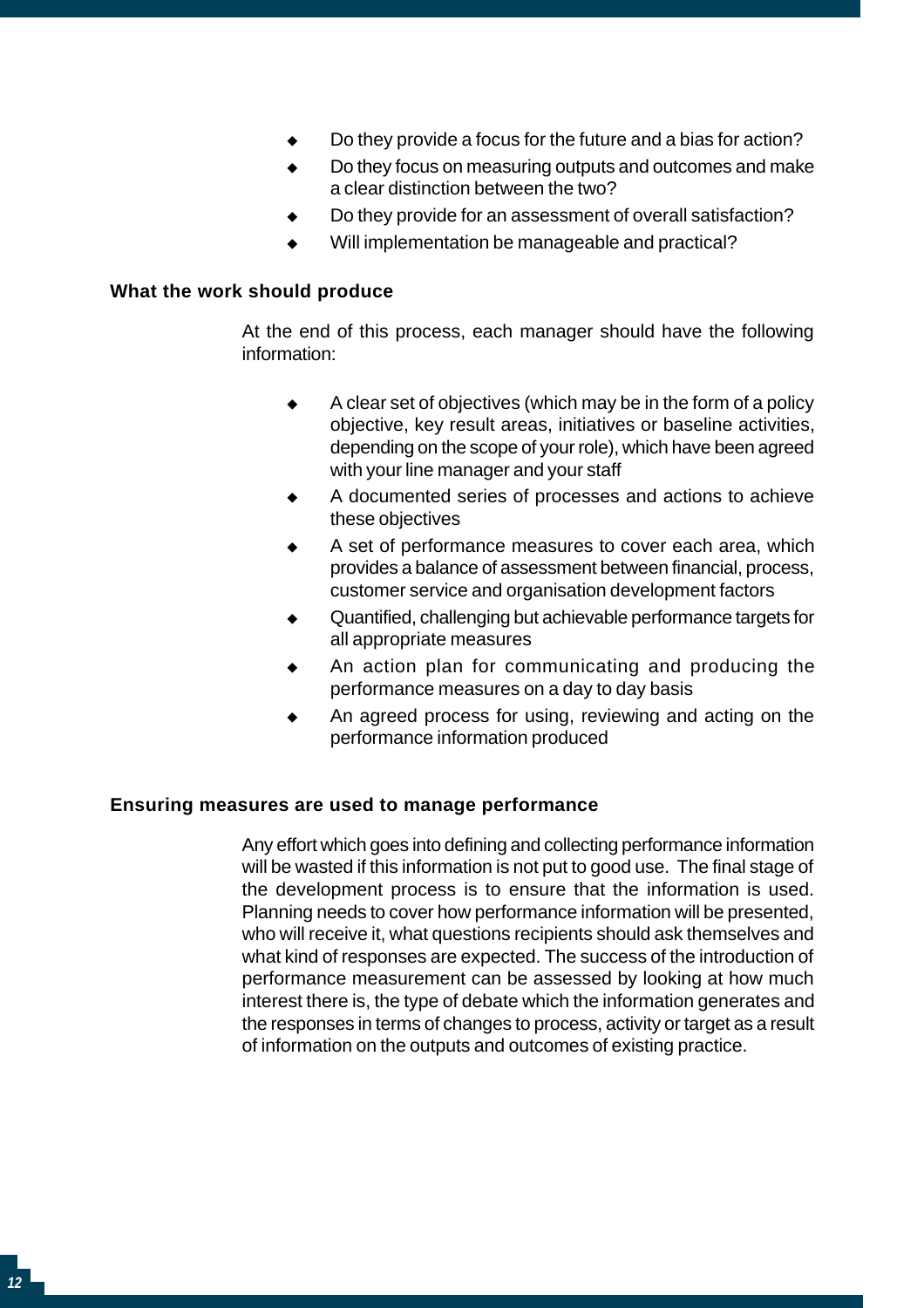- Do they provide a focus for the future and a bias for action?
- Do they focus on measuring outputs and outcomes and make a clear distinction between the two?
- Do they provide for an assessment of overall satisfaction?
- Will implementation be manageable and practical?

**What the work should produce**

At the end of this process, each manager should have the following information:

- A clear set of objectives (which may be in the form of a policy objective, key result areas, initiatives or baseline activities, depending on the scope of your role), which have been agreed with your line manager and your staff
- A documented series of processes and actions to achieve these objectives
- A set of performance measures to cover each area, which provides a balance of assessment between financial, process, customer service and organisation development factors
- Quantified, challenging but achievable performance targets for all appropriate measures
- An action plan for communicating and producing the performance measures on a day to day basis
- An agreed process for using, reviewing and acting on the performance information produced

**Ensuring measures are used to manage performance**

Any effort which goes into defining and collecting performance information will be wasted if this information is not put to good use. The final stage of the development process is to ensure that the information is used. Planning needs to cover how performance information will be presented, who will receive it, what questions recipients should ask themselves and what kind of responses are expected. The success of the introduction of performance measurement can be assessed by looking at how much interest there is, the type of debate which the information generates and the responses in terms of changes to process, activity or target as a result of information on the outputs and outcomes of existing practice.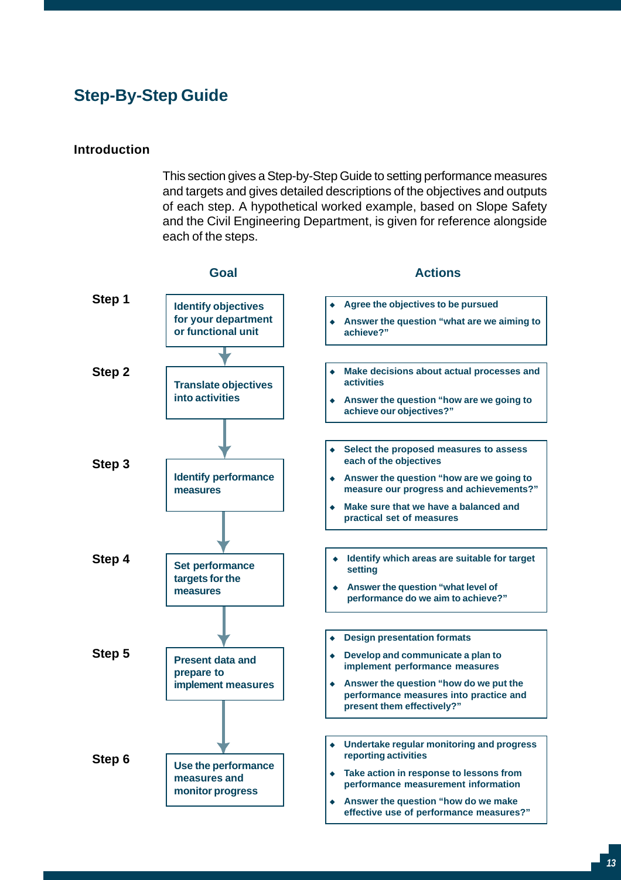# Step-By-Step Guide

## Introduction

This section gives a Step-by-Step Guide to setting performance measures and targets and gives detailed descriptions of the objectives and outputs of each step. A hypothetical worked example, based on Slope Safety and the Civil Engineering Department, is given for reference alongside each of the steps.

| Step | Goal | Actions |
|---|---|---|
| Step 1 | Identify objectives for your department or functional unit | ◆ Agree the objectives to be pursued<br>◆ Answer the question "what are we aiming to achieve?" |
| Step 2 | Translate objectives into activities | ◆ Make decisions about actual processes and activities<br>◆ Answer the question "how are we going to achieve our objectives?" |
| Step 3 | Identify performance measures | ◆ Select the proposed measures to assess each of the objectives<br>◆ Answer the question "how are we going to measure our progress and achievements?"<br>◆ Make sure that we have a balanced and practical set of measures |
| Step 4 | Set performance targets for the measures | ◆ Identify which areas are suitable for target setting<br>◆ Answer the question "what level of performance do we aim to achieve?" |
| Step 5 | Present data and prepare to implement measures | ◆ Design presentation formats<br>◆ Develop and communicate a plan to implement performance measures<br>◆ Answer the question "how do we put the performance measures into practice and present them effectively?" |
| Step 6 | Use the performance measures and monitor progress | ◆ Undertake regular monitoring and progress reporting activities<br>◆ Take action in response to lessons from performance measurement information<br>◆ Answer the question "how do we make effective use of performance measures?" |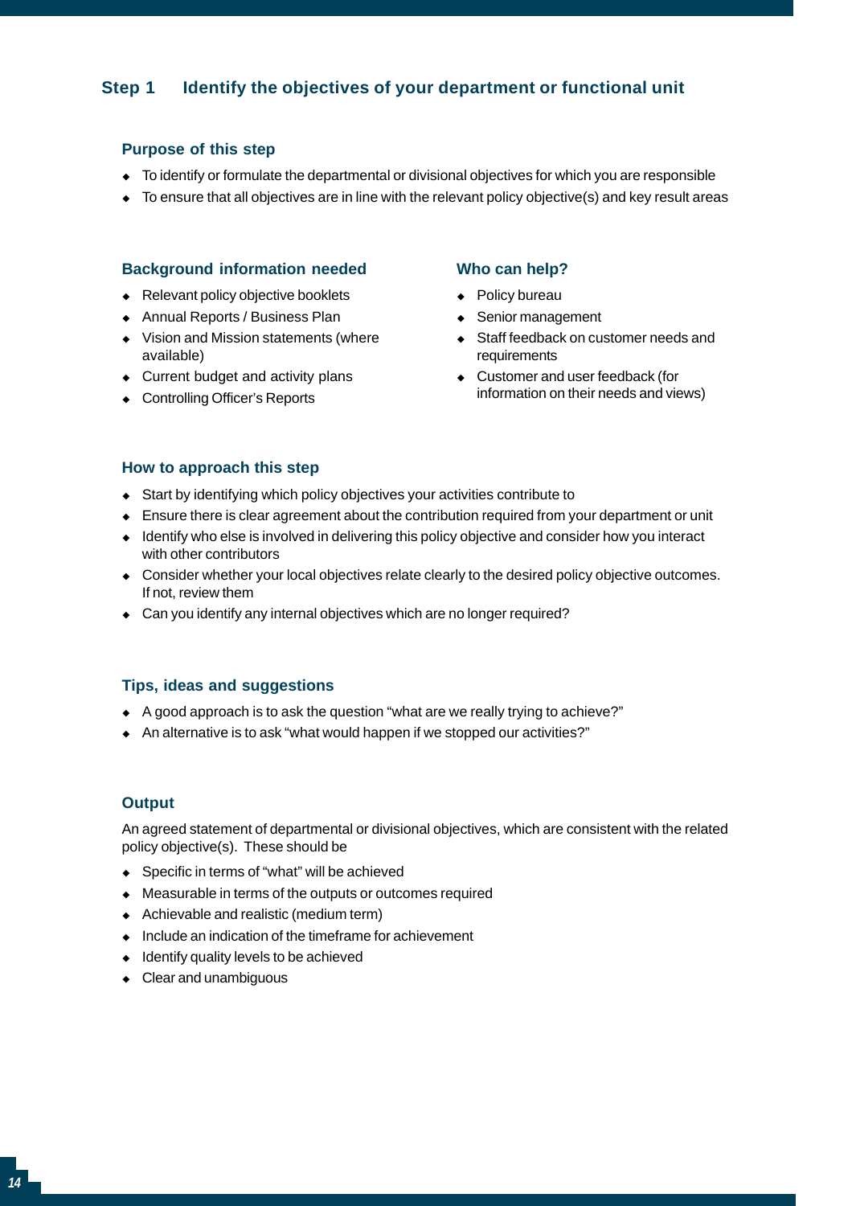## Step 1 Identify the objectives of your department or functional unit

### Purpose of this step

- To identify or formulate the departmental or divisional objectives for which you are responsible
- To ensure that all objectives are in line with the relevant policy objective(s) and key result areas

### Background information needed

- Relevant policy objective booklets
- Annual Reports / Business Plan
- Vision and Mission statements (where available)
- Current budget and activity plans
- Controlling Officer's Reports

### Who can help?

- Policy bureau
- Senior management
- Staff feedback on customer needs and requirements
- Customer and user feedback (for information on their needs and views)

### How to approach this step

- Start by identifying which policy objectives your activities contribute to
- Ensure there is clear agreement about the contribution required from your department or unit
- Identify who else is involved in delivering this policy objective and consider how you interact with other contributors
- Consider whether your local objectives relate clearly to the desired policy objective outcomes. If not, review them
- Can you identify any internal objectives which are no longer required?

### Tips, ideas and suggestions

- A good approach is to ask the question "what are we really trying to achieve?"
- An alternative is to ask "what would happen if we stopped our activities?"

### Output

An agreed statement of departmental or divisional objectives, which are consistent with the related policy objective(s). These should be

- Specific in terms of "what" will be achieved
- Measurable in terms of the outputs or outcomes required
- Achievable and realistic (medium term)
- Include an indication of the timeframe for achievement
- Identify quality levels to be achieved
- Clear and unambiguous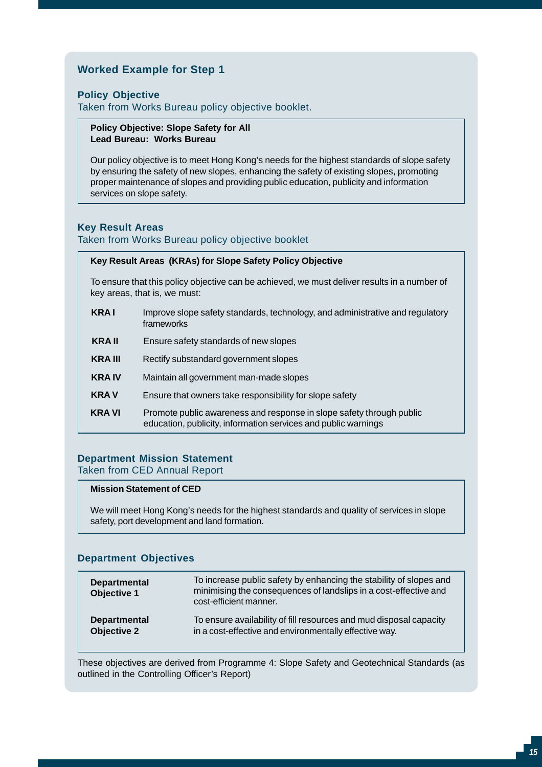## Worked Example for Step 1

### Policy Objective

Taken from Works Bureau policy objective booklet.

**Policy Objective: Slope Safety for All**
**Lead Bureau: Works Bureau**

Our policy objective is to meet Hong Kong's needs for the highest standards of slope safety by ensuring the safety of new slopes, enhancing the safety of existing slopes, promoting proper maintenance of slopes and providing public education, publicity and information services on slope safety.

### Key Result Areas

Taken from Works Bureau policy objective booklet

**Key Result Areas (KRAs) for Slope Safety Policy Objective**

To ensure that this policy objective can be achieved, we must deliver results in a number of key areas, that is, we must:

| | |
|---|---|
| **KRA I** | Improve slope safety standards, technology, and administrative and regulatory frameworks |
| **KRA II** | Ensure safety standards of new slopes |
| **KRA III** | Rectify substandard government slopes |
| **KRA IV** | Maintain all government man-made slopes |
| **KRA V** | Ensure that owners take responsibility for slope safety |
| **KRA VI** | Promote public awareness and response in slope safety through public education, publicity, information services and public warnings |

### Department Mission Statement

Taken from CED Annual Report

**Mission Statement of CED**

We will meet Hong Kong's needs for the highest standards and quality of services in slope safety, port development and land formation.

### Department Objectives

| | |
|---|---|
| **Departmental Objective 1** | To increase public safety by enhancing the stability of slopes and minimising the consequences of landslips in a cost-effective and cost-efficient manner. |
| **Departmental Objective 2** | To ensure availability of fill resources and mud disposal capacity in a cost-effective and environmentally effective way. |

These objectives are derived from Programme 4: Slope Safety and Geotechnical Standards (as outlined in the Controlling Officer's Report)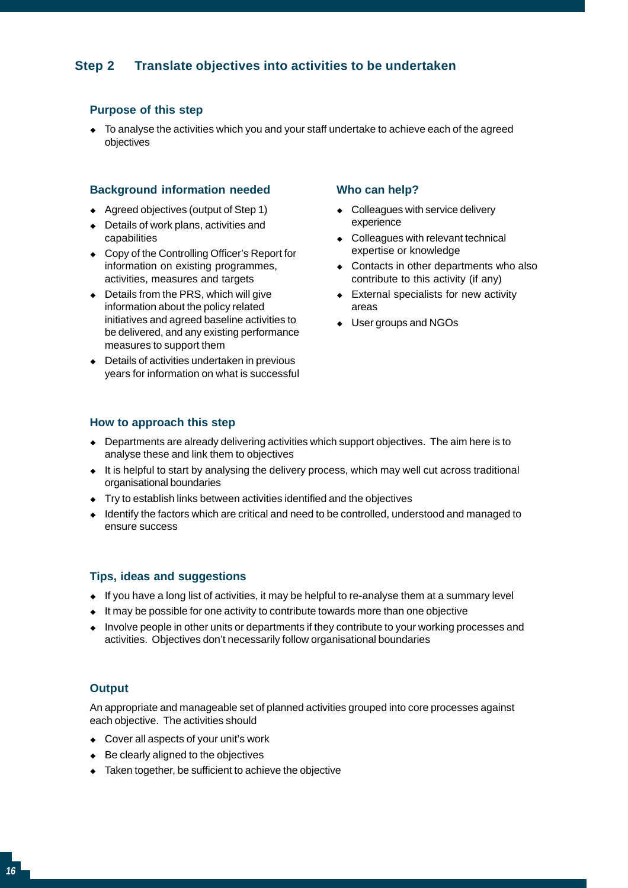## Step 2 Translate objectives into activities to be undertaken

### Purpose of this step

- To analyse the activities which you and your staff undertake to achieve each of the agreed objectives

### Background information needed

- Agreed objectives (output of Step 1)
- Details of work plans, activities and capabilities
- Copy of the Controlling Officer's Report for information on existing programmes, activities, measures and targets
- Details from the PRS, which will give information about the policy related initiatives and agreed baseline activities to be delivered, and any existing performance measures to support them
- Details of activities undertaken in previous years for information on what is successful

### Who can help?

- Colleagues with service delivery experience
- Colleagues with relevant technical expertise or knowledge
- Contacts in other departments who also contribute to this activity (if any)
- External specialists for new activity areas
- User groups and NGOs

### How to approach this step

- Departments are already delivering activities which support objectives. The aim here is to analyse these and link them to objectives
- It is helpful to start by analysing the delivery process, which may well cut across traditional organisational boundaries
- Try to establish links between activities identified and the objectives
- Identify the factors which are critical and need to be controlled, understood and managed to ensure success

### Tips, ideas and suggestions

- If you have a long list of activities, it may be helpful to re-analyse them at a summary level
- It may be possible for one activity to contribute towards more than one objective
- Involve people in other units or departments if they contribute to your working processes and activities. Objectives don't necessarily follow organisational boundaries

### Output

An appropriate and manageable set of planned activities grouped into core processes against each objective. The activities should

- Cover all aspects of your unit's work
- Be clearly aligned to the objectives
- Taken together, be sufficient to achieve the objective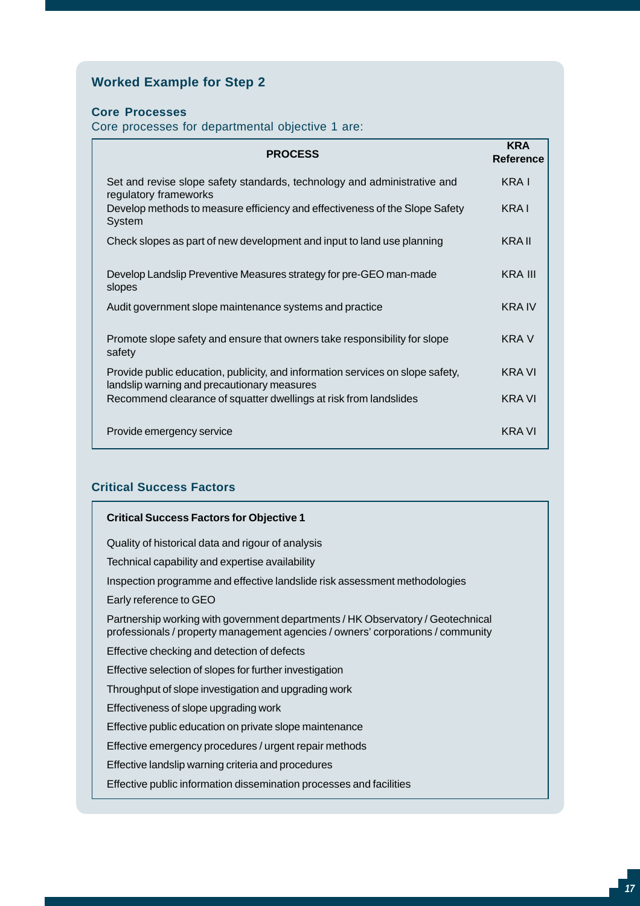## Worked Example for Step 2

### Core Processes

Core processes for departmental objective 1 are:

| PROCESS | KRA Reference |
|---|---|
| Set and revise slope safety standards, technology and administrative and regulatory frameworks | KRA I |
| Develop methods to measure efficiency and effectiveness of the Slope Safety System | KRA I |
| Check slopes as part of new development and input to land use planning | KRA II |
| Develop Landslip Preventive Measures strategy for pre-GEO man-made slopes | KRA III |
| Audit government slope maintenance systems and practice | KRA IV |
| Promote slope safety and ensure that owners take responsibility for slope safety | KRA V |
| Provide public education, publicity, and information services on slope safety, landslip warning and precautionary measures | KRA VI |
| Recommend clearance of squatter dwellings at risk from landslides | KRA VI |
| Provide emergency service | KRA VI |

### Critical Success Factors

**Critical Success Factors for Objective 1**

Quality of historical data and rigour of analysis

Technical capability and expertise availability

Inspection programme and effective landslide risk assessment methodologies

Early reference to GEO

Partnership working with government departments / HK Observatory / Geotechnical professionals / property management agencies / owners' corporations / community

Effective checking and detection of defects

Effective selection of slopes for further investigation

Throughput of slope investigation and upgrading work

Effectiveness of slope upgrading work

Effective public education on private slope maintenance

Effective emergency procedures / urgent repair methods

Effective landslip warning criteria and procedures

Effective public information dissemination processes and facilities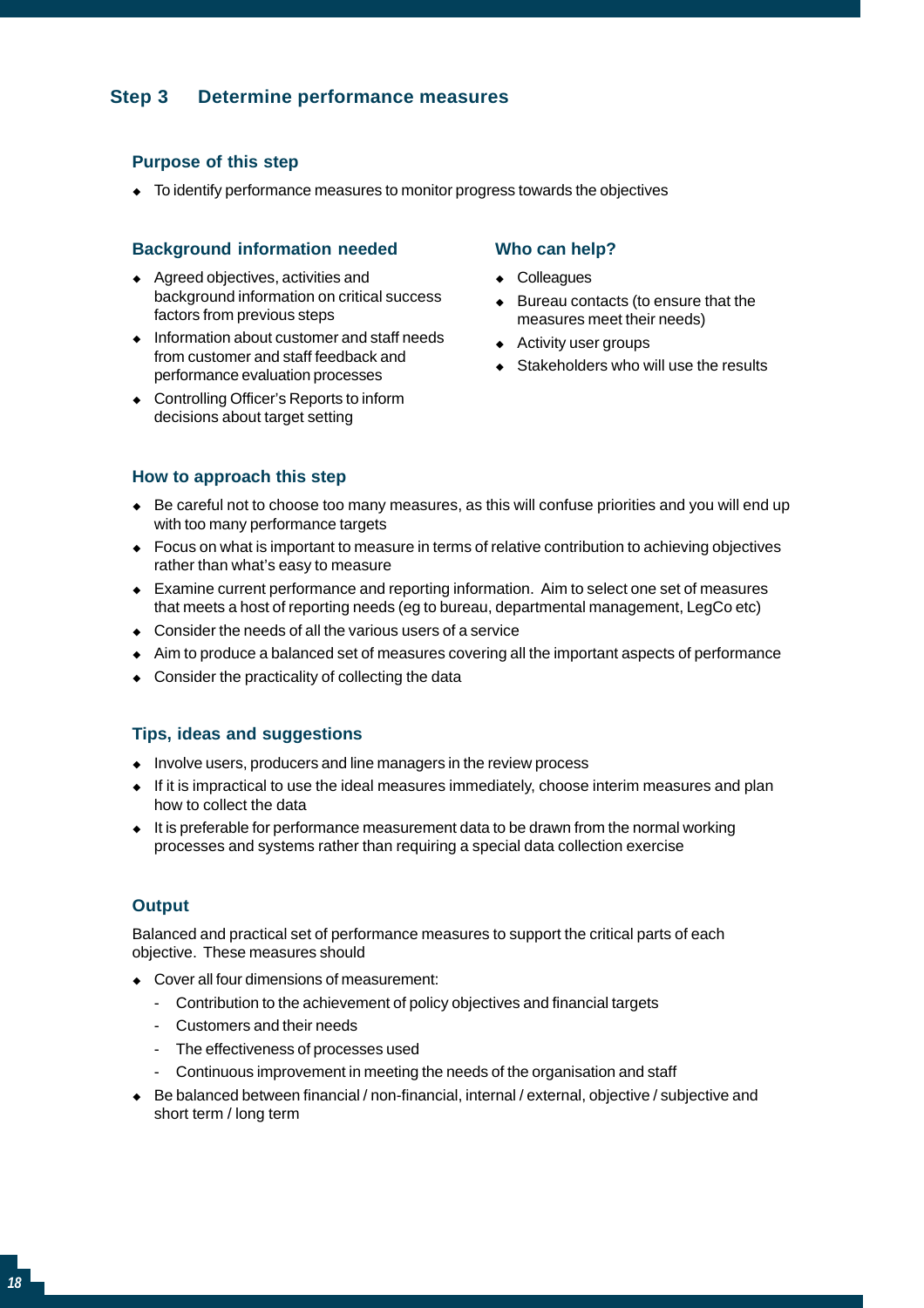## Step 3 Determine performance measures

### Purpose of this step

- To identify performance measures to monitor progress towards the objectives

### Background information needed

- Agreed objectives, activities and background information on critical success factors from previous steps
- Information about customer and staff needs from customer and staff feedback and performance evaluation processes
- Controlling Officer's Reports to inform decisions about target setting

### Who can help?

- Colleagues
- Bureau contacts (to ensure that the measures meet their needs)
- Activity user groups
- Stakeholders who will use the results

### How to approach this step

- Be careful not to choose too many measures, as this will confuse priorities and you will end up with too many performance targets
- Focus on what is important to measure in terms of relative contribution to achieving objectives rather than what's easy to measure
- Examine current performance and reporting information. Aim to select one set of measures that meets a host of reporting needs (eg to bureau, departmental management, LegCo etc)
- Consider the needs of all the various users of a service
- Aim to produce a balanced set of measures covering all the important aspects of performance
- Consider the practicality of collecting the data

### Tips, ideas and suggestions

- Involve users, producers and line managers in the review process
- If it is impractical to use the ideal measures immediately, choose interim measures and plan how to collect the data
- It is preferable for performance measurement data to be drawn from the normal working processes and systems rather than requiring a special data collection exercise

### Output

Balanced and practical set of performance measures to support the critical parts of each objective. These measures should

- Cover all four dimensions of measurement:
  - Contribution to the achievement of policy objectives and financial targets
  - Customers and their needs
  - The effectiveness of processes used
  - Continuous improvement in meeting the needs of the organisation and staff
- Be balanced between financial / non-financial, internal / external, objective / subjective and short term / long term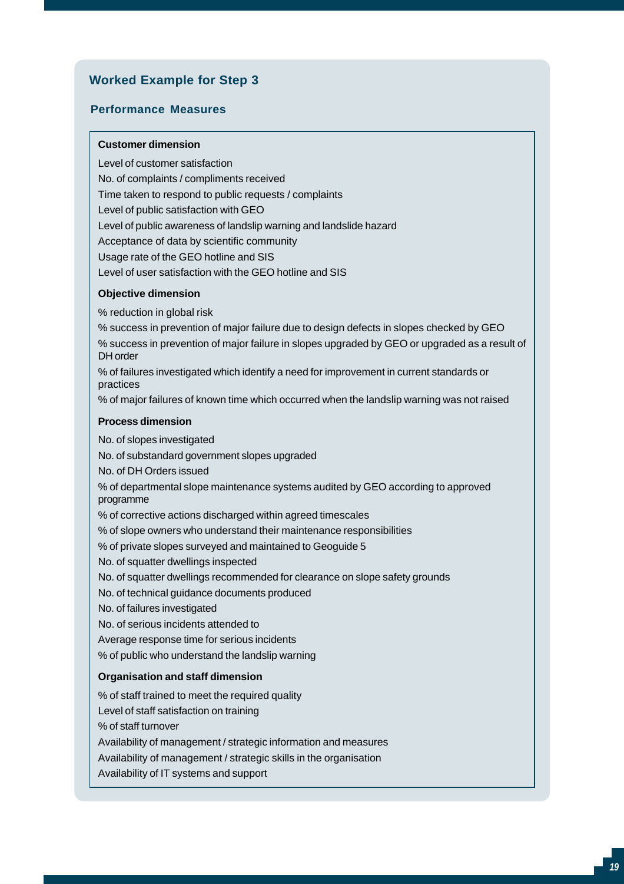## Worked Example for Step 3

### Performance Measures

**Customer dimension**

Level of customer satisfaction

No. of complaints / compliments received

Time taken to respond to public requests / complaints

Level of public satisfaction with GEO

Level of public awareness of landslip warning and landslide hazard

Acceptance of data by scientific community

Usage rate of the GEO hotline and SIS

Level of user satisfaction with the GEO hotline and SIS

**Objective dimension**

% reduction in global risk

% success in prevention of major failure due to design defects in slopes checked by GEO

% success in prevention of major failure in slopes upgraded by GEO or upgraded as a result of DH order

% of failures investigated which identify a need for improvement in current standards or practices

% of major failures of known time which occurred when the landslip warning was not raised

**Process dimension**

No. of slopes investigated

No. of substandard government slopes upgraded

No. of DH Orders issued

% of departmental slope maintenance systems audited by GEO according to approved programme

% of corrective actions discharged within agreed timescales

% of slope owners who understand their maintenance responsibilities

% of private slopes surveyed and maintained to Geoguide 5

No. of squatter dwellings inspected

No. of squatter dwellings recommended for clearance on slope safety grounds

No. of technical guidance documents produced

No. of failures investigated

No. of serious incidents attended to

Average response time for serious incidents

% of public who understand the landslip warning

**Organisation and staff dimension**

% of staff trained to meet the required quality

Level of staff satisfaction on training

% of staff turnover

Availability of management / strategic information and measures

Availability of management / strategic skills in the organisation

Availability of IT systems and support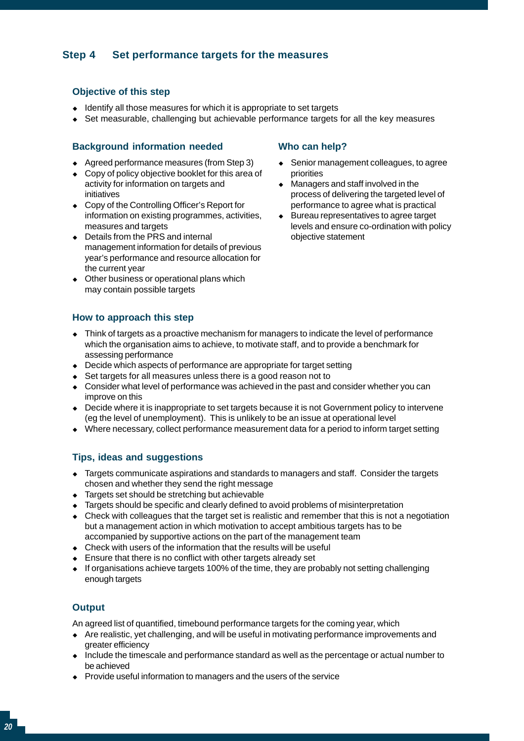## Step 4 Set performance targets for the measures

### Objective of this step

- Identify all those measures for which it is appropriate to set targets
- Set measurable, challenging but achievable performance targets for all the key measures

### Background information needed

- Agreed performance measures (from Step 3)
- Copy of policy objective booklet for this area of activity for information on targets and initiatives
- Copy of the Controlling Officer's Report for information on existing programmes, activities, measures and targets
- Details from the PRS and internal management information for details of previous year's performance and resource allocation for the current year
- Other business or operational plans which may contain possible targets

### Who can help?

- Senior management colleagues, to agree priorities
- Managers and staff involved in the process of delivering the targeted level of performance to agree what is practical
- Bureau representatives to agree target levels and ensure co-ordination with policy objective statement

### How to approach this step

- Think of targets as a proactive mechanism for managers to indicate the level of performance which the organisation aims to achieve, to motivate staff, and to provide a benchmark for assessing performance
- Decide which aspects of performance are appropriate for target setting
- Set targets for all measures unless there is a good reason not to
- Consider what level of performance was achieved in the past and consider whether you can improve on this
- Decide where it is inappropriate to set targets because it is not Government policy to intervene (eg the level of unemployment). This is unlikely to be an issue at operational level
- Where necessary, collect performance measurement data for a period to inform target setting

### Tips, ideas and suggestions

- Targets communicate aspirations and standards to managers and staff. Consider the targets chosen and whether they send the right message
- Targets set should be stretching but achievable
- Targets should be specific and clearly defined to avoid problems of misinterpretation
- Check with colleagues that the target set is realistic and remember that this is not a negotiation but a management action in which motivation to accept ambitious targets has to be accompanied by supportive actions on the part of the management team
- Check with users of the information that the results will be useful
- Ensure that there is no conflict with other targets already set
- If organisations achieve targets 100% of the time, they are probably not setting challenging enough targets

### Output

An agreed list of quantified, timebound performance targets for the coming year, which

- Are realistic, yet challenging, and will be useful in motivating performance improvements and greater efficiency
- Include the timescale and performance standard as well as the percentage or actual number to be achieved
- Provide useful information to managers and the users of the service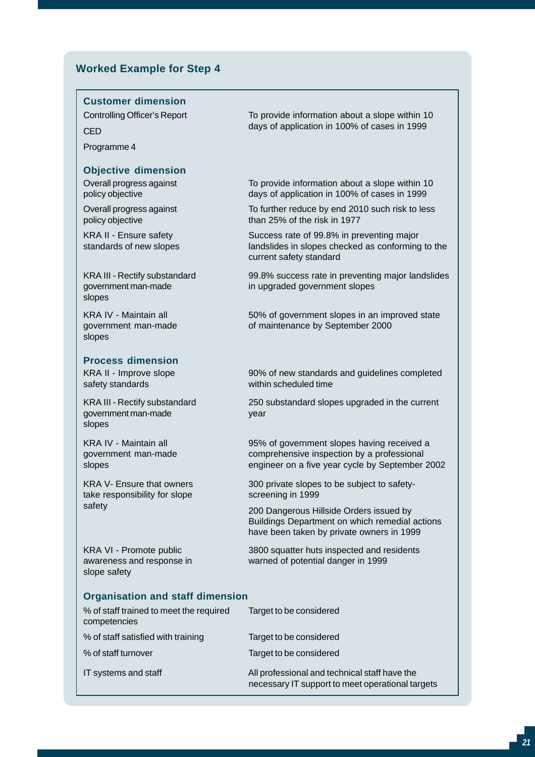## Worked Example for Step 4

### Customer dimension

| | |
|---|---|
| Controlling Officer's Report<br>CED<br>Programme 4 | To provide information about a slope within 10 days of application in 100% of cases in 1999 |

### Objective dimension

| | |
|---|---|
| Overall progress against policy objective | To provide information about a slope within 10 days of application in 100% of cases in 1999 |
| Overall progress against policy objective | To further reduce by end 2010 such risk to less than 25% of the risk in 1977 |
| KRA II - Ensure safety standards of new slopes | Success rate of 99.8% in preventing major landslides in slopes checked as conforming to the current safety standard |
| KRA III - Rectify substandard government man-made slopes | 99.8% success rate in preventing major landslides in upgraded government slopes |
| KRA IV - Maintain all government man-made slopes | 50% of government slopes in an improved state of maintenance by September 2000 |

### Process dimension

| | |
|---|---|
| KRA II - Improve slope safety standards | 90% of new standards and guidelines completed within scheduled time |
| KRA III - Rectify substandard government man-made slopes | 250 substandard slopes upgraded in the current year |
| KRA IV - Maintain all government man-made slopes | 95% of government slopes having received a comprehensive inspection by a professional engineer on a five year cycle by September 2002 |
| KRA V- Ensure that owners take responsibility for slope safety | 300 private slopes to be subject to safety-screening in 1999<br>200 Dangerous Hillside Orders issued by Buildings Department on which remedial actions have been taken by private owners in 1999 |
| KRA VI - Promote public awareness and response in slope safety | 3800 squatter huts inspected and residents warned of potential danger in 1999 |

### Organisation and staff dimension

| | |
|---|---|
| % of staff trained to meet the required competencies | Target to be considered |
| % of staff satisfied with training | Target to be considered |
| % of staff turnover | Target to be considered |
| IT systems and staff | All professional and technical staff have the necessary IT support to meet operational targets |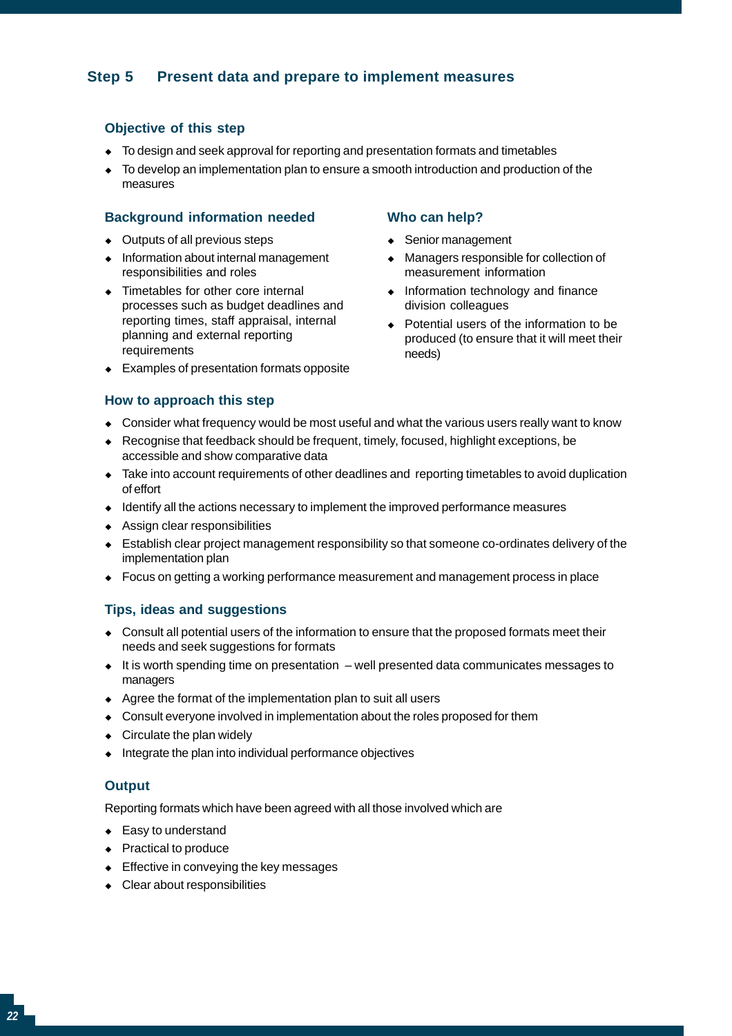## Step 5 Present data and prepare to implement measures

### Objective of this step

- To design and seek approval for reporting and presentation formats and timetables
- To develop an implementation plan to ensure a smooth introduction and production of the measures

### Background information needed

- Outputs of all previous steps
- Information about internal management responsibilities and roles
- Timetables for other core internal processes such as budget deadlines and reporting times, staff appraisal, internal planning and external reporting requirements
- Examples of presentation formats opposite

### Who can help?

- Senior management
- Managers responsible for collection of measurement information
- Information technology and finance division colleagues
- Potential users of the information to be produced (to ensure that it will meet their needs)

### How to approach this step

- Consider what frequency would be most useful and what the various users really want to know
- Recognise that feedback should be frequent, timely, focused, highlight exceptions, be accessible and show comparative data
- Take into account requirements of other deadlines and reporting timetables to avoid duplication of effort
- Identify all the actions necessary to implement the improved performance measures
- Assign clear responsibilities
- Establish clear project management responsibility so that someone co-ordinates delivery of the implementation plan
- Focus on getting a working performance measurement and management process in place

### Tips, ideas and suggestions

- Consult all potential users of the information to ensure that the proposed formats meet their needs and seek suggestions for formats
- It is worth spending time on presentation – well presented data communicates messages to managers
- Agree the format of the implementation plan to suit all users
- Consult everyone involved in implementation about the roles proposed for them
- Circulate the plan widely
- Integrate the plan into individual performance objectives

### Output

Reporting formats which have been agreed with all those involved which are

- Easy to understand
- Practical to produce
- Effective in conveying the key messages
- Clear about responsibilities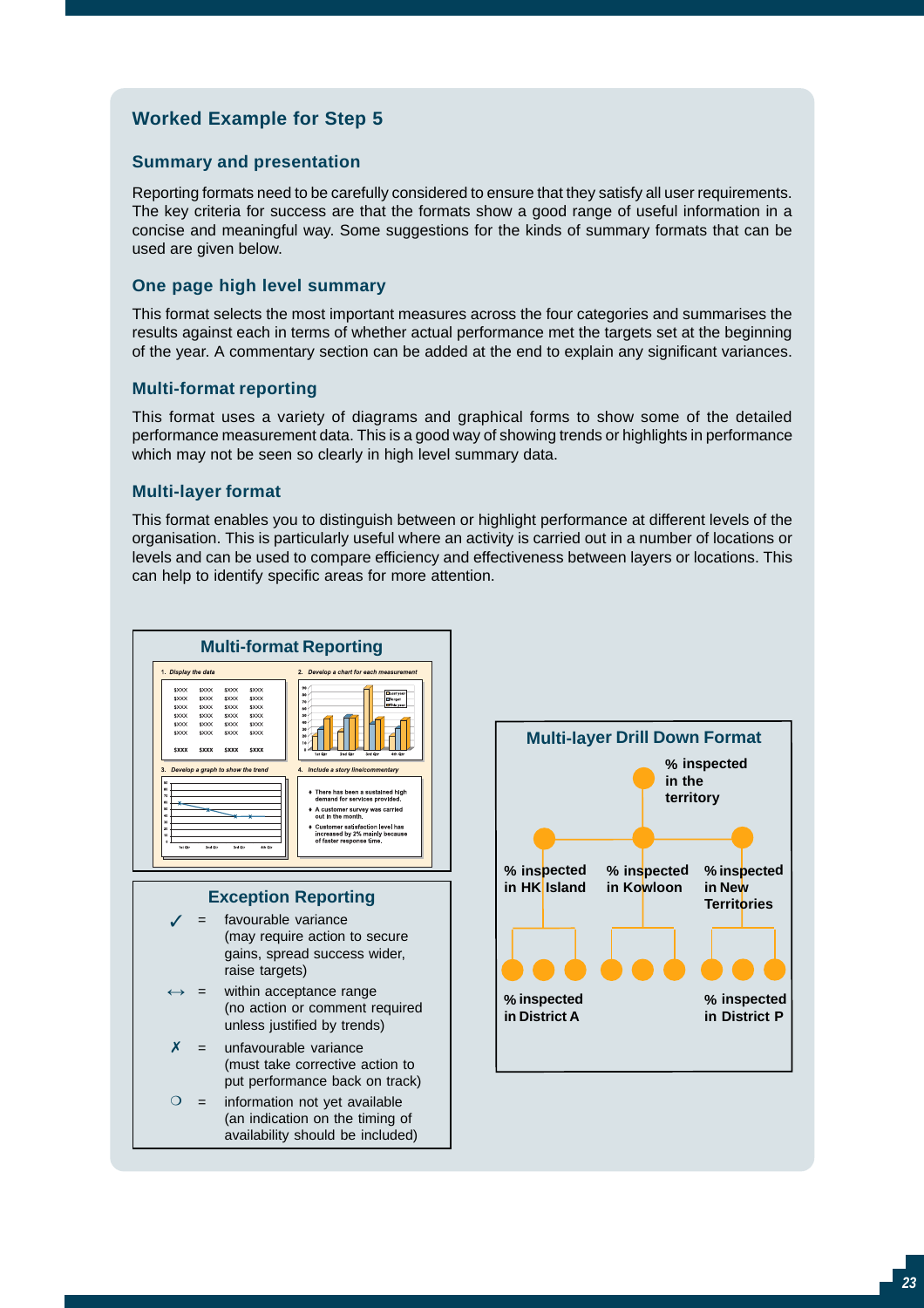## Worked Example for Step 5

### Summary and presentation

Reporting formats need to be carefully considered to ensure that they satisfy all user requirements. The key criteria for success are that the formats show a good range of useful information in a concise and meaningful way. Some suggestions for the kinds of summary formats that can be used are given below.

### One page high level summary

This format selects the most important measures across the four categories and summarises the results against each in terms of whether actual performance met the targets set at the beginning of the year. A commentary section can be added at the end to explain any significant variances.

### Multi-format reporting

This format uses a variety of diagrams and graphical forms to show some of the detailed performance measurement data. This is a good way of showing trends or highlights in performance which may not be seen so clearly in high level summary data.

### Multi-layer format

This format enables you to distinguish between or highlight performance at different levels of the organisation. This is particularly useful where an activity is carried out in a number of locations or levels and can be used to compare efficiency and effectiveness between layers or locations. This can help to identify specific areas for more attention.

**Multi-format Reporting**

1. Display the data
2. Develop a chart for each measurement
3. Develop a graph to show the trend
4. Include a story line/commentary
   - There has been a sustained high demand for services provided.
   - A customer survey was carried out in the month.
   - Customer satisfaction level has increased by 2% mainly because of faster response time.

**Exception Reporting**

- ✓ = favourable variance (may require action to secure gains, spread success wider, raise targets)
- ↔ = within acceptance range (no action or comment required unless justified by trends)
- ✗ = unfavourable variance (must take corrective action to put performance back on track)
- ❍ = information not yet available (an indication on the timing of availability should be included)

**Multi-layer Drill Down Format**

- % inspected in the territory
  - % inspected in HK Island
  - % inspected in Kowloon
  - % inspected in New Territories
    - % inspected in District A
    - % inspected in District P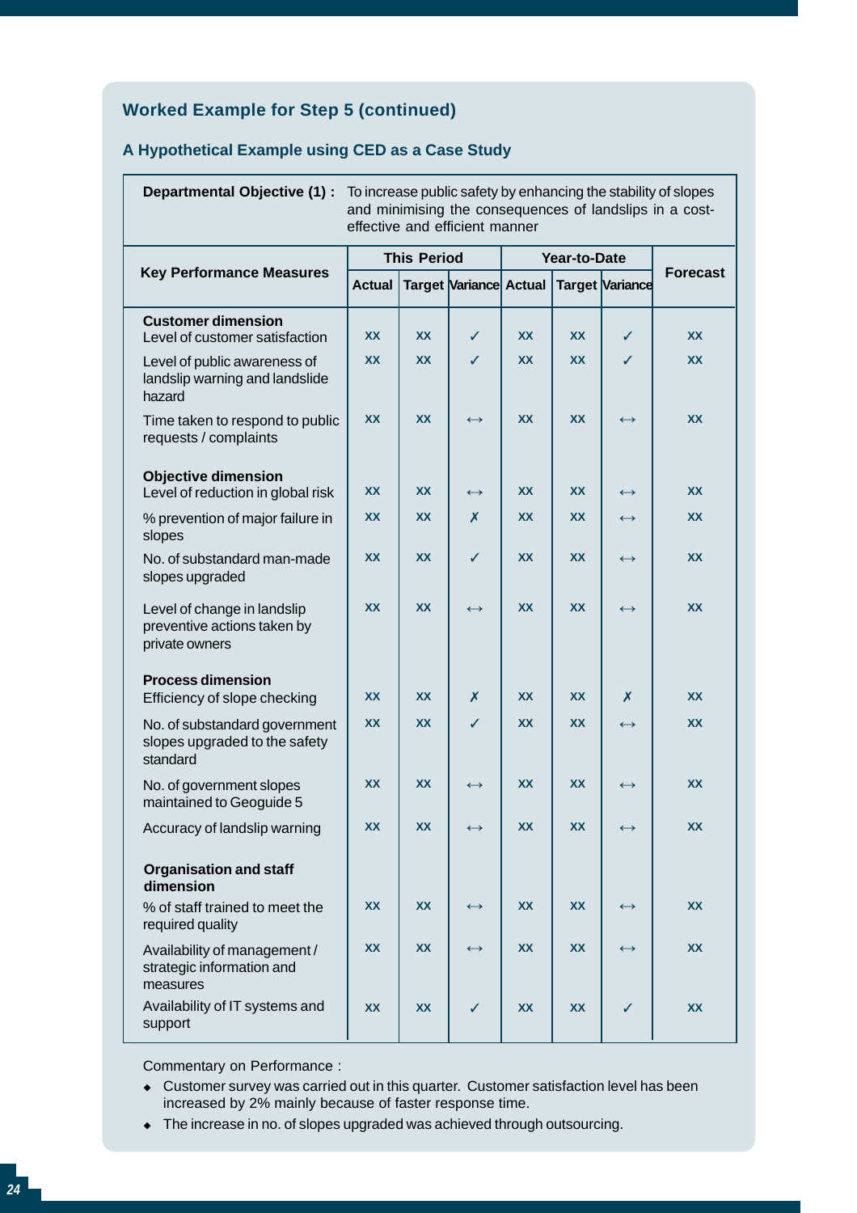## Worked Example for Step 5 (continued)

### A Hypothetical Example using CED as a Case Study

**Departmental Objective (1) :** To increase public safety by enhancing the stability of slopes and minimising the consequences of landslips in a cost-effective and efficient manner

| Key Performance Measures | This Period | | | Year-to-Date | | | Forecast |
|---|---|---|---|---|---|---|---|
| | Actual | Target | Variance | Actual | Target | Variance | |
| **Customer dimension** | | | | | | | |
| Level of customer satisfaction | xx | xx | ✓ | xx | xx | ✓ | xx |
| Level of public awareness of landslip warning and landslide hazard | xx | xx | ✓ | xx | xx | ✓ | xx |
| Time taken to respond to public requests / complaints | xx | xx | ↔ | xx | xx | ↔ | xx |
| **Objective dimension** | | | | | | | |
| Level of reduction in global risk | xx | xx | ↔ | xx | xx | ↔ | xx |
| % prevention of major failure in slopes | xx | xx | ✗ | xx | xx | ↔ | xx |
| No. of substandard man-made slopes upgraded | xx | xx | ✓ | xx | xx | ↔ | xx |
| Level of change in landslip preventive actions taken by private owners | xx | xx | ↔ | xx | xx | ↔ | xx |
| **Process dimension** | | | | | | | |
| Efficiency of slope checking | xx | xx | ✗ | xx | xx | ✗ | xx |
| No. of substandard government slopes upgraded to the safety standard | xx | xx | ✓ | xx | xx | ↔ | xx |
| No. of government slopes maintained to Geoguide 5 | xx | xx | ↔ | xx | xx | ↔ | xx |
| Accuracy of landslip warning | xx | xx | ↔ | xx | xx | ↔ | xx |
| **Organisation and staff dimension** | | | | | | | |
| % of staff trained to meet the required quality | xx | xx | ↔ | xx | xx | ↔ | xx |
| Availability of management / strategic information and measures | xx | xx | ↔ | xx | xx | ↔ | xx |
| Availability of IT systems and support | xx | xx | ✓ | xx | xx | ✓ | xx |

Commentary on Performance :

- Customer survey was carried out in this quarter. Customer satisfaction level has been increased by 2% mainly because of faster response time.
- The increase in no. of slopes upgraded was achieved through outsourcing.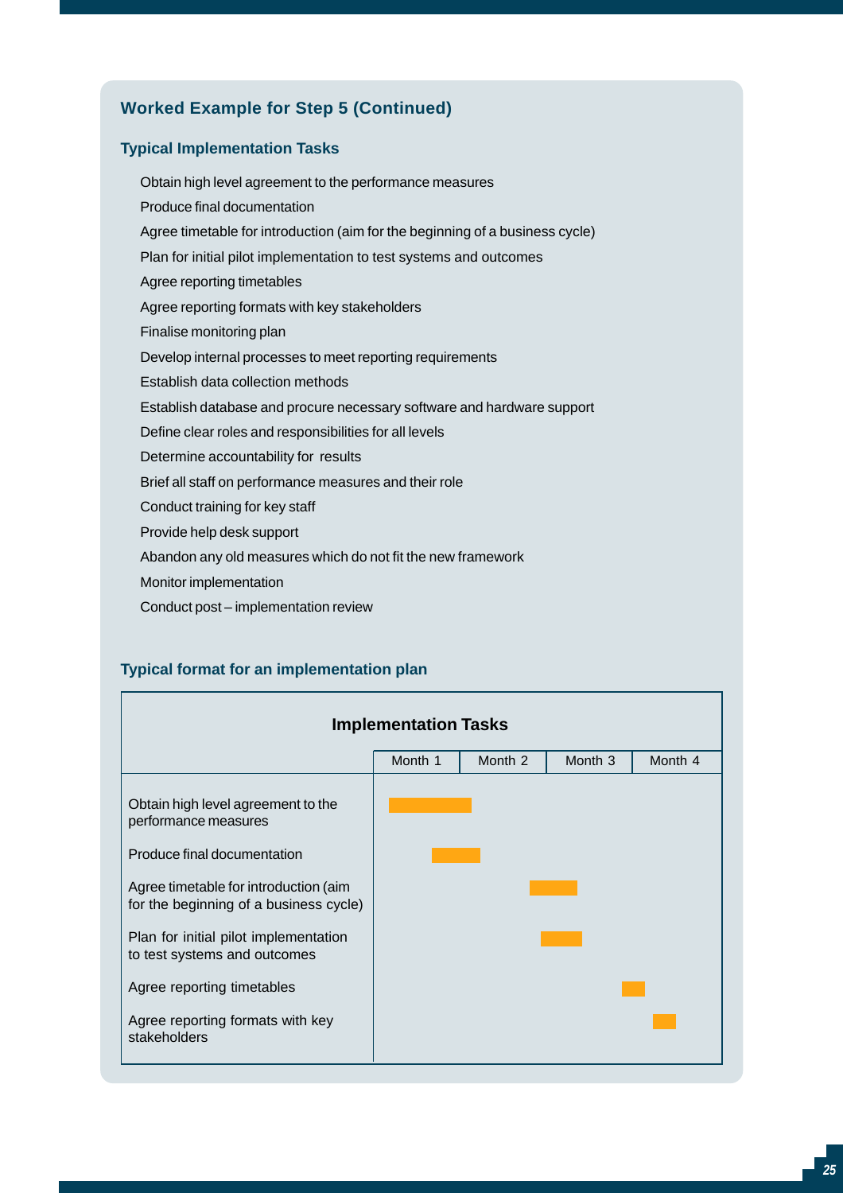## Worked Example for Step 5 (Continued)

### Typical Implementation Tasks

- Obtain high level agreement to the performance measures
- Produce final documentation
- Agree timetable for introduction (aim for the beginning of a business cycle)
- Plan for initial pilot implementation to test systems and outcomes
- Agree reporting timetables
- Agree reporting formats with key stakeholders
- Finalise monitoring plan
- Develop internal processes to meet reporting requirements
- Establish data collection methods
- Establish database and procure necessary software and hardware support
- Define clear roles and responsibilities for all levels
- Determine accountability for results
- Brief all staff on performance measures and their role
- Conduct training for key staff
- Provide help desk support
- Abandon any old measures which do not fit the new framework
- Monitor implementation
- Conduct post – implementation review

### Typical format for an implementation plan

**Implementation Tasks**

| | Month 1 | Month 2 | Month 3 | Month 4 |
|---|---|---|---|---|
| Obtain high level agreement to the performance measures | ■ | ■ | | |
| Produce final documentation | ■ | ■ | | |
| Agree timetable for introduction (aim for the beginning of a business cycle) | | ■ | ■ | |
| Plan for initial pilot implementation to test systems and outcomes | | ■ | ■ | |
| Agree reporting timetables | | | ■ | ■ |
| Agree reporting formats with key stakeholders | | | | ■ |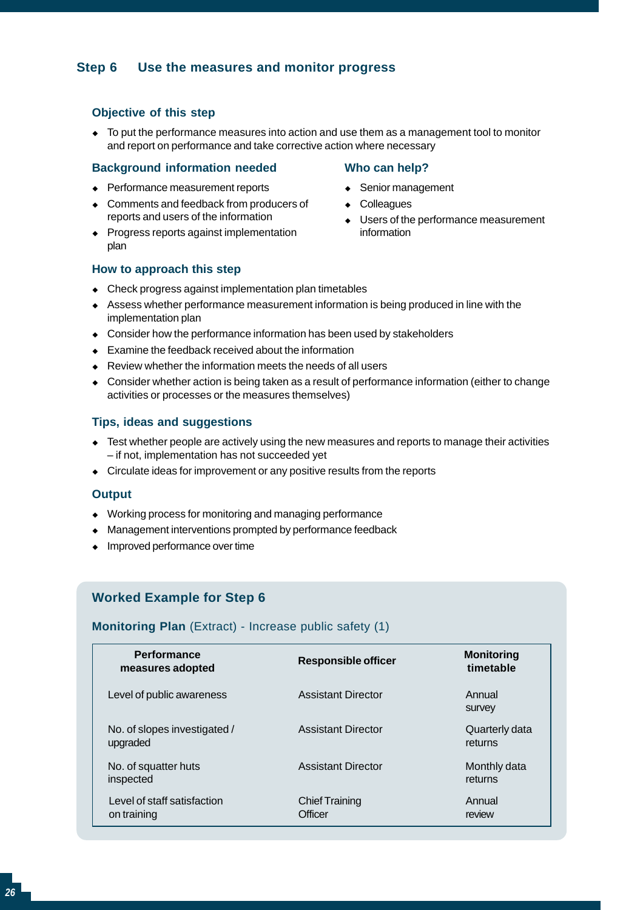## Step 6 Use the measures and monitor progress

### Objective of this step

- To put the performance measures into action and use them as a management tool to monitor and report on performance and take corrective action where necessary

### Background information needed

- Performance measurement reports
- Comments and feedback from producers of reports and users of the information
- Progress reports against implementation plan

### Who can help?

- Senior management
- Colleagues
- Users of the performance measurement information

### How to approach this step

- Check progress against implementation plan timetables
- Assess whether performance measurement information is being produced in line with the implementation plan
- Consider how the performance information has been used by stakeholders
- Examine the feedback received about the information
- Review whether the information meets the needs of all users
- Consider whether action is being taken as a result of performance information (either to change activities or processes or the measures themselves)

### Tips, ideas and suggestions

- Test whether people are actively using the new measures and reports to manage their activities – if not, implementation has not succeeded yet
- Circulate ideas for improvement or any positive results from the reports

### Output

- Working process for monitoring and managing performance
- Management interventions prompted by performance feedback
- Improved performance over time

### Worked Example for Step 6

**Monitoring Plan** (Extract) - Increase public safety (1)

| Performance measures adopted | Responsible officer | Monitoring timetable |
| --- | --- | --- |
| Level of public awareness | Assistant Director | Annual survey |
| No. of slopes investigated / upgraded | Assistant Director | Quarterly data returns |
| No. of squatter huts inspected | Assistant Director | Monthly data returns |
| Level of staff satisfaction on training | Chief Training Officer | Annual review |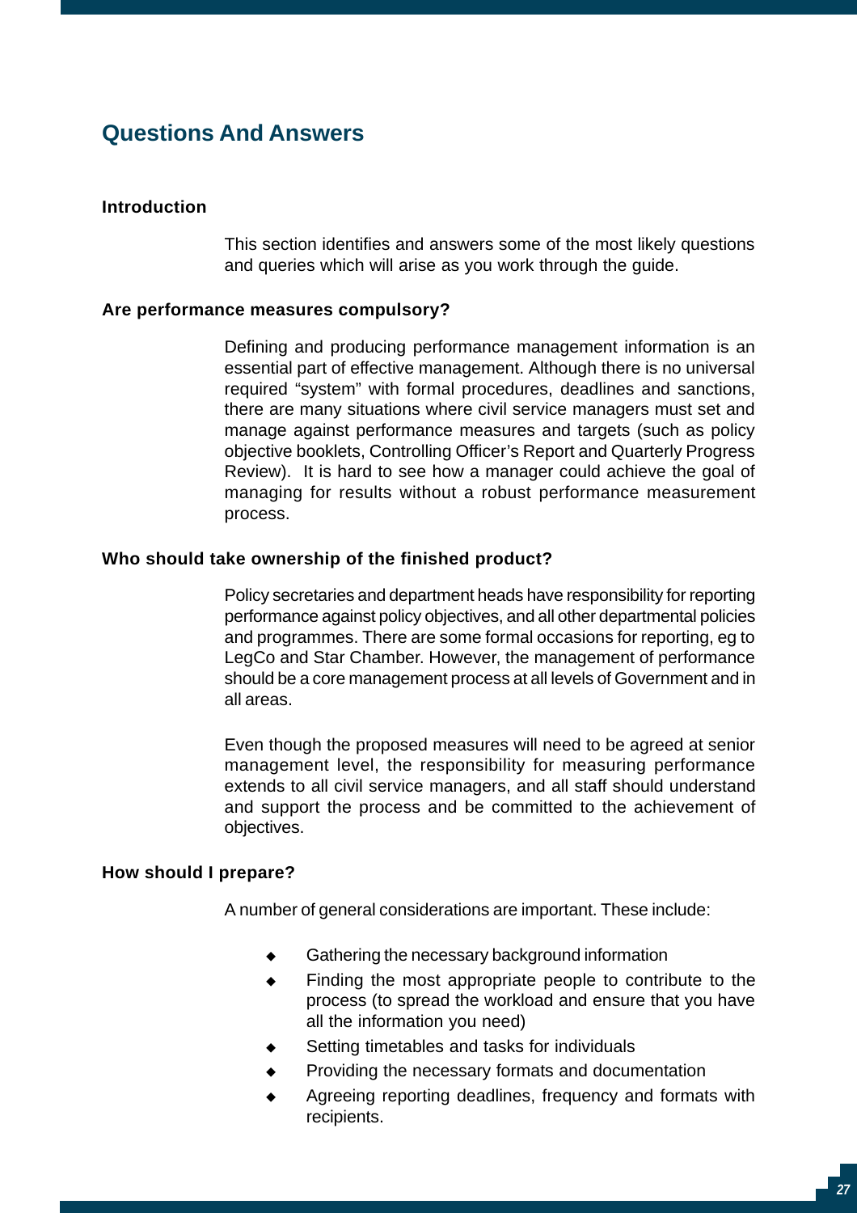## Questions And Answers

### Introduction

This section identifies and answers some of the most likely questions and queries which will arise as you work through the guide.

### Are performance measures compulsory?

Defining and producing performance management information is an essential part of effective management. Although there is no universal required "system" with formal procedures, deadlines and sanctions, there are many situations where civil service managers must set and manage against performance measures and targets (such as policy objective booklets, Controlling Officer's Report and Quarterly Progress Review). It is hard to see how a manager could achieve the goal of managing for results without a robust performance measurement process.

### Who should take ownership of the finished product?

Policy secretaries and department heads have responsibility for reporting performance against policy objectives, and all other departmental policies and programmes. There are some formal occasions for reporting, eg to LegCo and Star Chamber. However, the management of performance should be a core management process at all levels of Government and in all areas.

Even though the proposed measures will need to be agreed at senior management level, the responsibility for measuring performance extends to all civil service managers, and all staff should understand and support the process and be committed to the achievement of objectives.

### How should I prepare?

A number of general considerations are important. These include:

- Gathering the necessary background information
- Finding the most appropriate people to contribute to the process (to spread the workload and ensure that you have all the information you need)
- Setting timetables and tasks for individuals
- Providing the necessary formats and documentation
- Agreeing reporting deadlines, frequency and formats with recipients.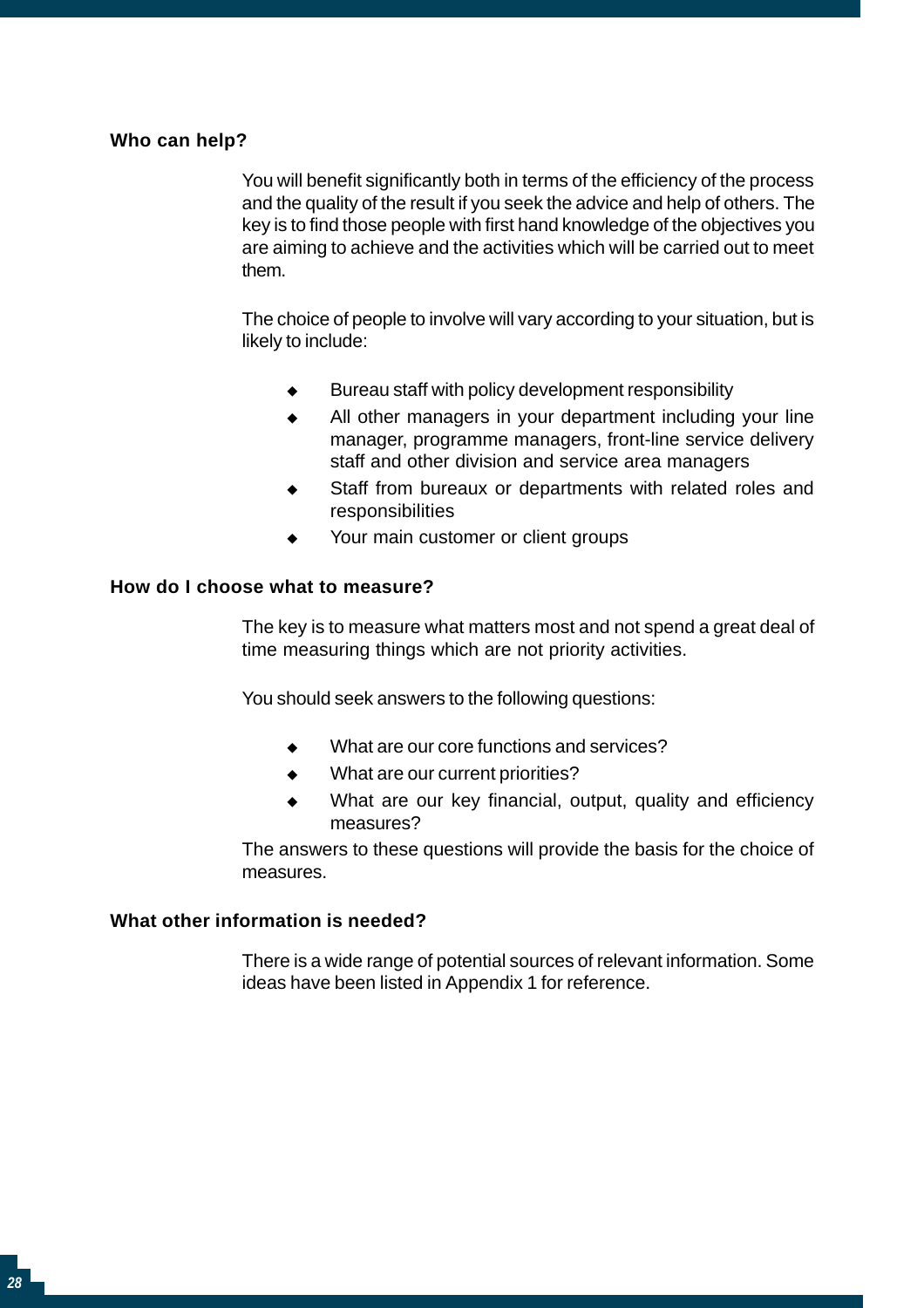### Who can help?

You will benefit significantly both in terms of the efficiency of the process and the quality of the result if you seek the advice and help of others. The key is to find those people with first hand knowledge of the objectives you are aiming to achieve and the activities which will be carried out to meet them.

The choice of people to involve will vary according to your situation, but is likely to include:

- Bureau staff with policy development responsibility
- All other managers in your department including your line manager, programme managers, front-line service delivery staff and other division and service area managers
- Staff from bureaux or departments with related roles and responsibilities
- Your main customer or client groups

### How do I choose what to measure?

The key is to measure what matters most and not spend a great deal of time measuring things which are not priority activities.

You should seek answers to the following questions:

- What are our core functions and services?
- What are our current priorities?
- What are our key financial, output, quality and efficiency measures?

The answers to these questions will provide the basis for the choice of measures.

### What other information is needed?

There is a wide range of potential sources of relevant information. Some ideas have been listed in Appendix 1 for reference.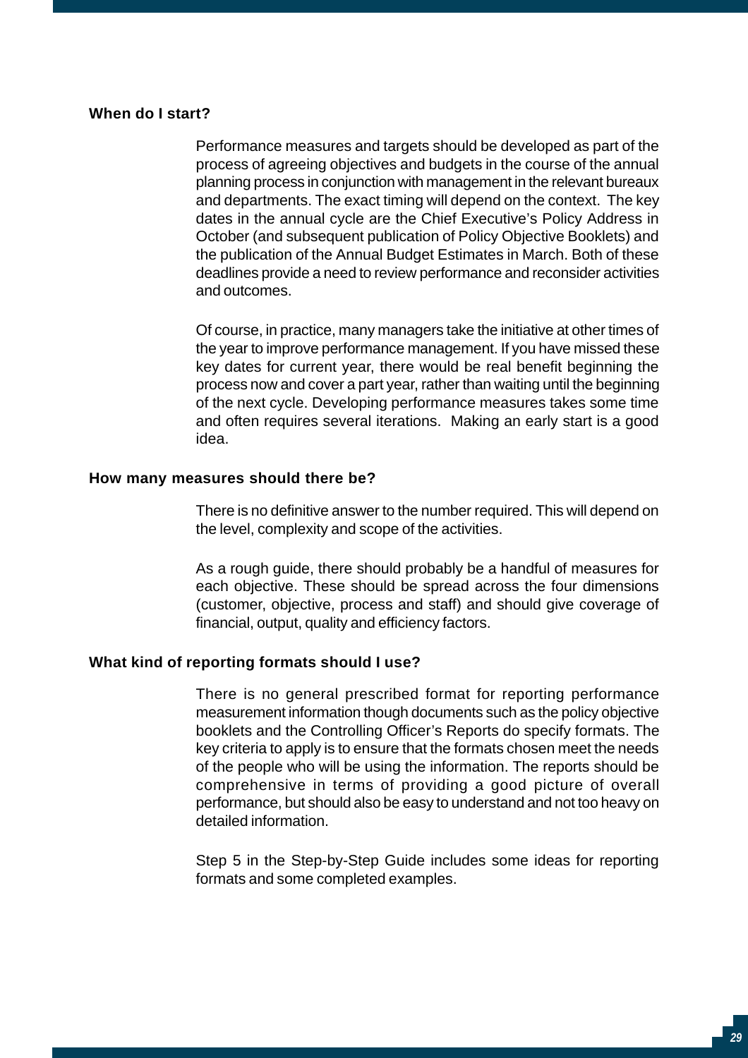### When do I start?

Performance measures and targets should be developed as part of the process of agreeing objectives and budgets in the course of the annual planning process in conjunction with management in the relevant bureaux and departments. The exact timing will depend on the context. The key dates in the annual cycle are the Chief Executive's Policy Address in October (and subsequent publication of Policy Objective Booklets) and the publication of the Annual Budget Estimates in March. Both of these deadlines provide a need to review performance and reconsider activities and outcomes.

Of course, in practice, many managers take the initiative at other times of the year to improve performance management. If you have missed these key dates for current year, there would be real benefit beginning the process now and cover a part year, rather than waiting until the beginning of the next cycle. Developing performance measures takes some time and often requires several iterations. Making an early start is a good idea.

### How many measures should there be?

There is no definitive answer to the number required. This will depend on the level, complexity and scope of the activities.

As a rough guide, there should probably be a handful of measures for each objective. These should be spread across the four dimensions (customer, objective, process and staff) and should give coverage of financial, output, quality and efficiency factors.

### What kind of reporting formats should I use?

There is no general prescribed format for reporting performance measurement information though documents such as the policy objective booklets and the Controlling Officer's Reports do specify formats. The key criteria to apply is to ensure that the formats chosen meet the needs of the people who will be using the information. The reports should be comprehensive in terms of providing a good picture of overall performance, but should also be easy to understand and not too heavy on detailed information.

Step 5 in the Step-by-Step Guide includes some ideas for reporting formats and some completed examples.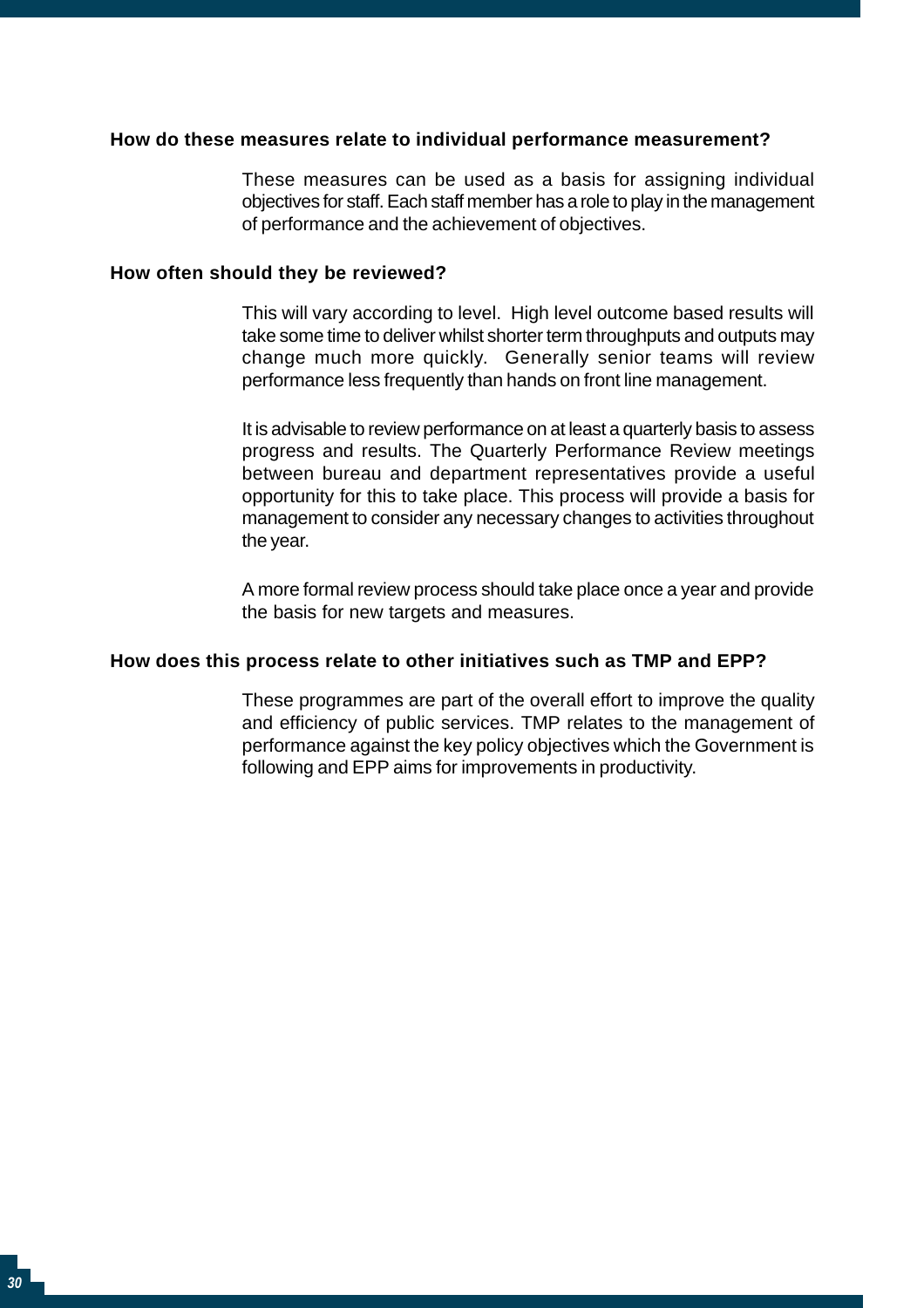### How do these measures relate to individual performance measurement?

These measures can be used as a basis for assigning individual objectives for staff. Each staff member has a role to play in the management of performance and the achievement of objectives.

### How often should they be reviewed?

This will vary according to level. High level outcome based results will take some time to deliver whilst shorter term throughputs and outputs may change much more quickly. Generally senior teams will review performance less frequently than hands on front line management.

It is advisable to review performance on at least a quarterly basis to assess progress and results. The Quarterly Performance Review meetings between bureau and department representatives provide a useful opportunity for this to take place. This process will provide a basis for management to consider any necessary changes to activities throughout the year.

A more formal review process should take place once a year and provide the basis for new targets and measures.

### How does this process relate to other initiatives such as TMP and EPP?

These programmes are part of the overall effort to improve the quality and efficiency of public services. TMP relates to the management of performance against the key policy objectives which the Government is following and EPP aims for improvements in productivity.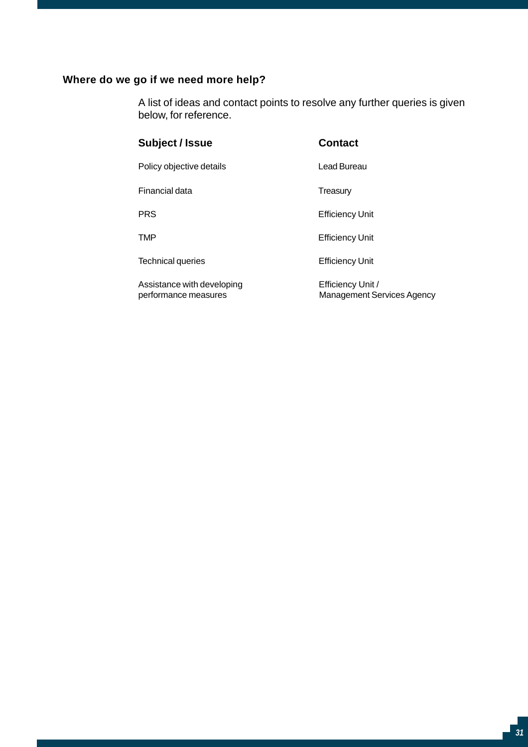### Where do we go if we need more help?

A list of ideas and contact points to resolve any further queries is given below, for reference.

| Subject / Issue | Contact |
| --- | --- |
| Policy objective details | Lead Bureau |
| Financial data | Treasury |
| PRS | Efficiency Unit |
| TMP | Efficiency Unit |
| Technical queries | Efficiency Unit |
| Assistance with developing performance measures | Efficiency Unit / Management Services Agency |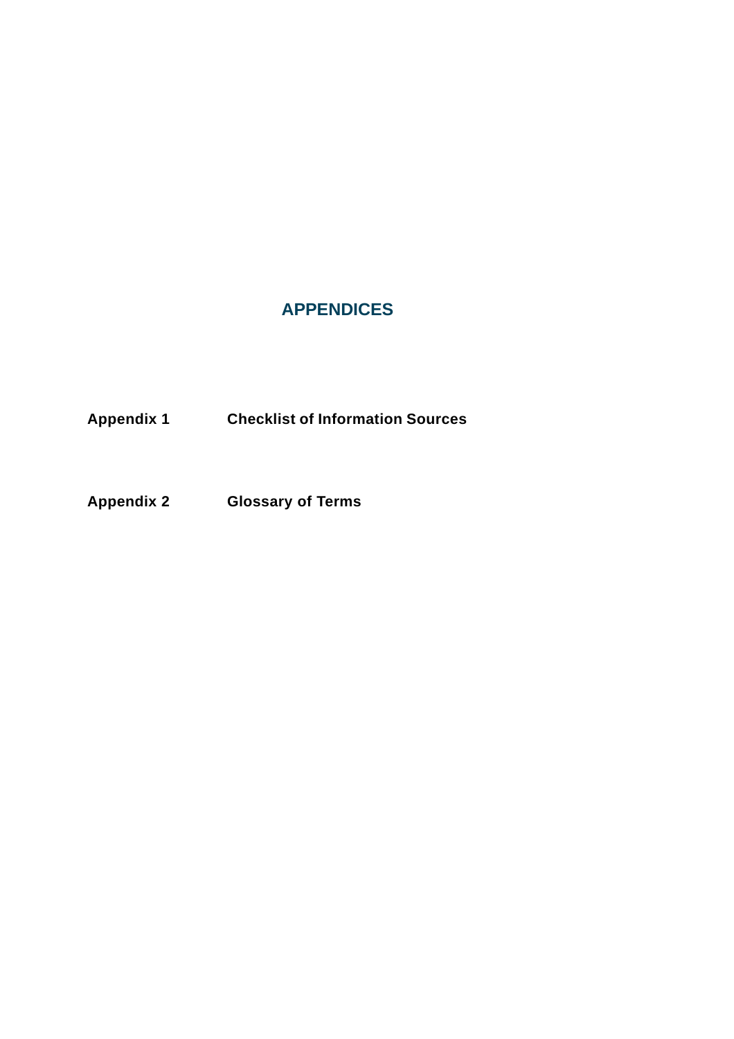# APPENDICES

**Appendix 1** **Checklist of Information Sources**

**Appendix 2** **Glossary of Terms**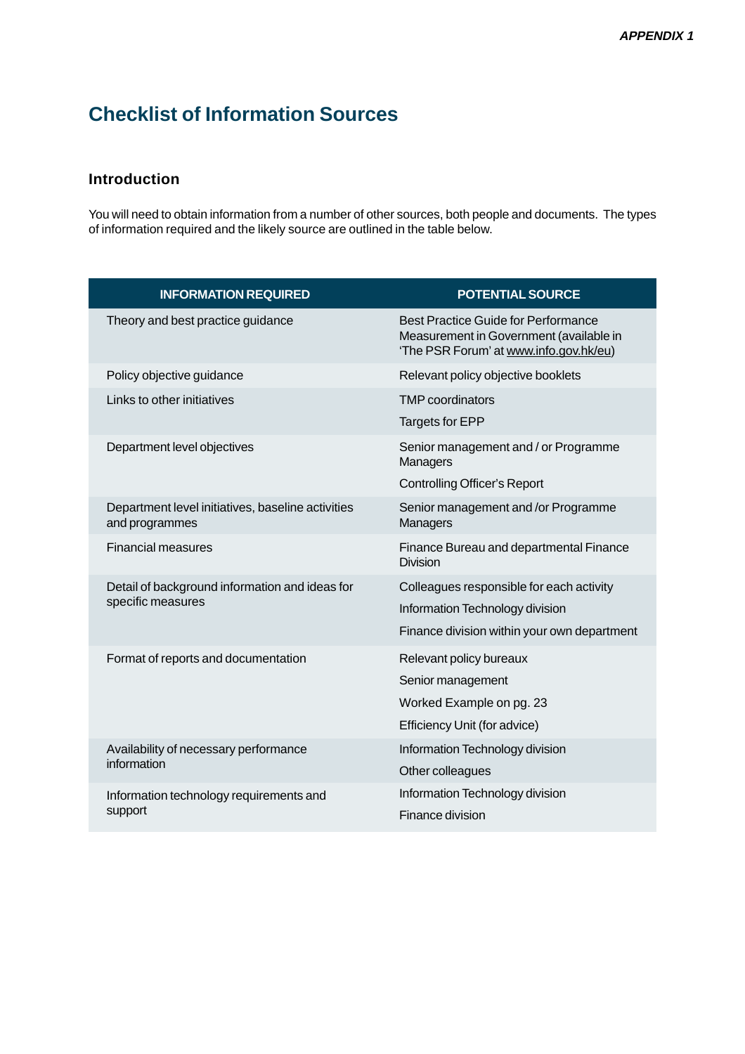*APPENDIX 1*

# Checklist of Information Sources

## Introduction

You will need to obtain information from a number of other sources, both people and documents. The types of information required and the likely source are outlined in the table below.

| INFORMATION REQUIRED | POTENTIAL SOURCE |
|---|---|
| Theory and best practice guidance | Best Practice Guide for Performance Measurement in Government (available in 'The PSR Forum' at www.info.gov.hk/eu) |
| Policy objective guidance | Relevant policy objective booklets |
| Links to other initiatives | TMP coordinators<br>Targets for EPP |
| Department level objectives | Senior management and / or Programme Managers<br>Controlling Officer's Report |
| Department level initiatives, baseline activities and programmes | Senior management and /or Programme Managers |
| Financial measures | Finance Bureau and departmental Finance Division |
| Detail of background information and ideas for specific measures | Colleagues responsible for each activity<br>Information Technology division<br>Finance division within your own department |
| Format of reports and documentation | Relevant policy bureaux<br>Senior management<br>Worked Example on pg. 23<br>Efficiency Unit (for advice) |
| Availability of necessary performance information | Information Technology division<br>Other colleagues |
| Information technology requirements and support | Information Technology division<br>Finance division |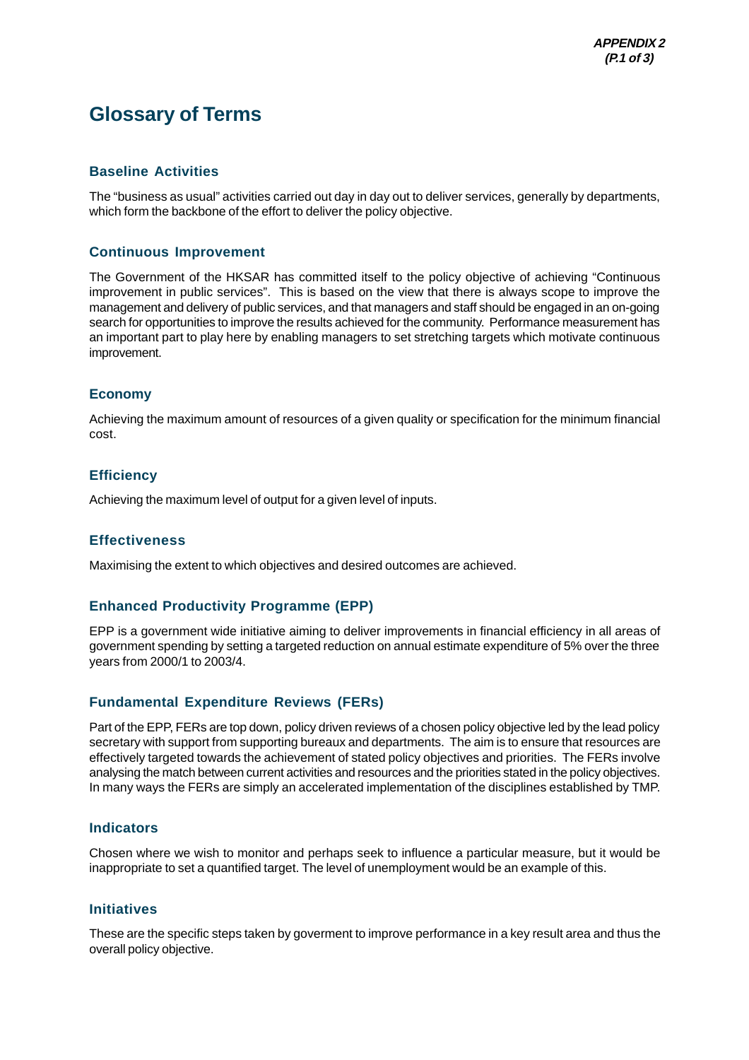*APPENDIX 2*
*(P.1 of 3)*

# Glossary of Terms

### Baseline Activities

The "business as usual" activities carried out day in day out to deliver services, generally by departments, which form the backbone of the effort to deliver the policy objective.

### Continuous Improvement

The Government of the HKSAR has committed itself to the policy objective of achieving "Continuous improvement in public services". This is based on the view that there is always scope to improve the management and delivery of public services, and that managers and staff should be engaged in an on-going search for opportunities to improve the results achieved for the community. Performance measurement has an important part to play here by enabling managers to set stretching targets which motivate continuous improvement.

### Economy

Achieving the maximum amount of resources of a given quality or specification for the minimum financial cost.

### Efficiency

Achieving the maximum level of output for a given level of inputs.

### Effectiveness

Maximising the extent to which objectives and desired outcomes are achieved.

### Enhanced Productivity Programme (EPP)

EPP is a government wide initiative aiming to deliver improvements in financial efficiency in all areas of government spending by setting a targeted reduction on annual estimate expenditure of 5% over the three years from 2000/1 to 2003/4.

### Fundamental Expenditure Reviews (FERs)

Part of the EPP, FERs are top down, policy driven reviews of a chosen policy objective led by the lead policy secretary with support from supporting bureaux and departments. The aim is to ensure that resources are effectively targeted towards the achievement of stated policy objectives and priorities. The FERs involve analysing the match between current activities and resources and the priorities stated in the policy objectives. In many ways the FERs are simply an accelerated implementation of the disciplines established by TMP.

### Indicators

Chosen where we wish to monitor and perhaps seek to influence a particular measure, but it would be inappropriate to set a quantified target. The level of unemployment would be an example of this.

### Initiatives

These are the specific steps taken by goverment to improve performance in a key result area and thus the overall policy objective.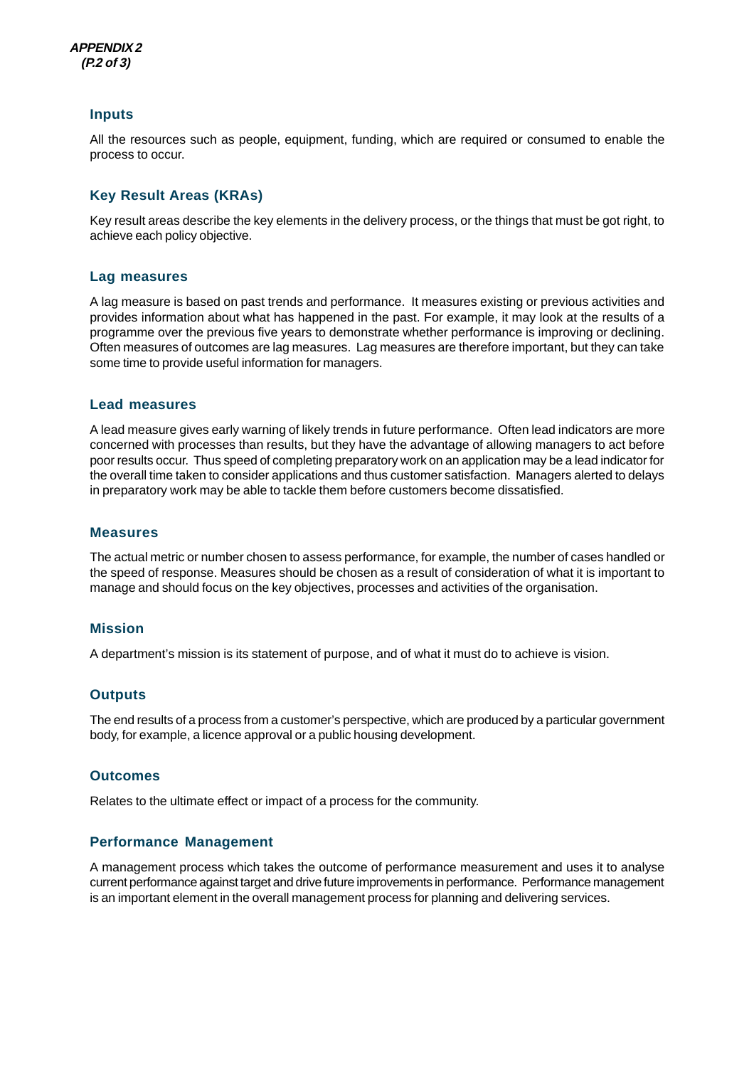APPENDIX 2
(P.2 of 3)

### Inputs

All the resources such as people, equipment, funding, which are required or consumed to enable the process to occur.

### Key Result Areas (KRAs)

Key result areas describe the key elements in the delivery process, or the things that must be got right, to achieve each policy objective.

### Lag measures

A lag measure is based on past trends and performance. It measures existing or previous activities and provides information about what has happened in the past. For example, it may look at the results of a programme over the previous five years to demonstrate whether performance is improving or declining. Often measures of outcomes are lag measures. Lag measures are therefore important, but they can take some time to provide useful information for managers.

### Lead measures

A lead measure gives early warning of likely trends in future performance. Often lead indicators are more concerned with processes than results, but they have the advantage of allowing managers to act before poor results occur. Thus speed of completing preparatory work on an application may be a lead indicator for the overall time taken to consider applications and thus customer satisfaction. Managers alerted to delays in preparatory work may be able to tackle them before customers become dissatisfied.

### Measures

The actual metric or number chosen to assess performance, for example, the number of cases handled or the speed of response. Measures should be chosen as a result of consideration of what it is important to manage and should focus on the key objectives, processes and activities of the organisation.

### Mission

A department's mission is its statement of purpose, and of what it must do to achieve is vision.

### Outputs

The end results of a process from a customer's perspective, which are produced by a particular government body, for example, a licence approval or a public housing development.

### Outcomes

Relates to the ultimate effect or impact of a process for the community.

### Performance Management

A management process which takes the outcome of performance measurement and uses it to analyse current performance against target and drive future improvements in performance. Performance management is an important element in the overall management process for planning and delivering services.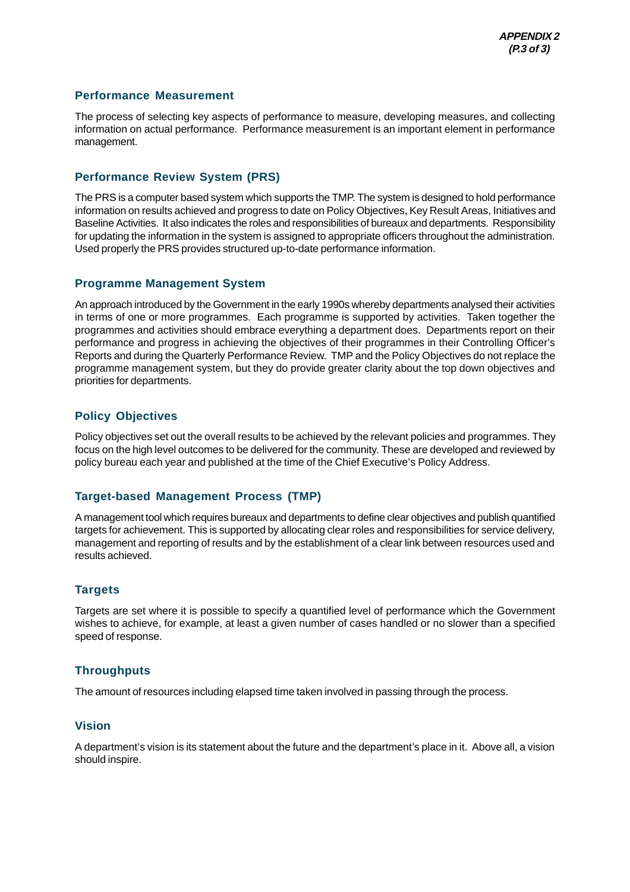*APPENDIX 2*
*(P.3 of 3)*

### Performance Measurement

The process of selecting key aspects of performance to measure, developing measures, and collecting information on actual performance. Performance measurement is an important element in performance management.

### Performance Review System (PRS)

The PRS is a computer based system which supports the TMP. The system is designed to hold performance information on results achieved and progress to date on Policy Objectives, Key Result Areas, Initiatives and Baseline Activities. It also indicates the roles and responsibilities of bureaux and departments. Responsibility for updating the information in the system is assigned to appropriate officers throughout the administration. Used properly the PRS provides structured up-to-date performance information.

### Programme Management System

An approach introduced by the Government in the early 1990s whereby departments analysed their activities in terms of one or more programmes. Each programme is supported by activities. Taken together the programmes and activities should embrace everything a department does. Departments report on their performance and progress in achieving the objectives of their programmes in their Controlling Officer's Reports and during the Quarterly Performance Review. TMP and the Policy Objectives do not replace the programme management system, but they do provide greater clarity about the top down objectives and priorities for departments.

### Policy Objectives

Policy objectives set out the overall results to be achieved by the relevant policies and programmes. They focus on the high level outcomes to be delivered for the community. These are developed and reviewed by policy bureau each year and published at the time of the Chief Executive's Policy Address.

### Target-based Management Process (TMP)

A management tool which requires bureaux and departments to define clear objectives and publish quantified targets for achievement. This is supported by allocating clear roles and responsibilities for service delivery, management and reporting of results and by the establishment of a clear link between resources used and results achieved.

### Targets

Targets are set where it is possible to specify a quantified level of performance which the Government wishes to achieve, for example, at least a given number of cases handled or no slower than a specified speed of response.

### Throughputs

The amount of resources including elapsed time taken involved in passing through the process.

### Vision

A department's vision is its statement about the future and the department's place in it. Above all, a vision should inspire.